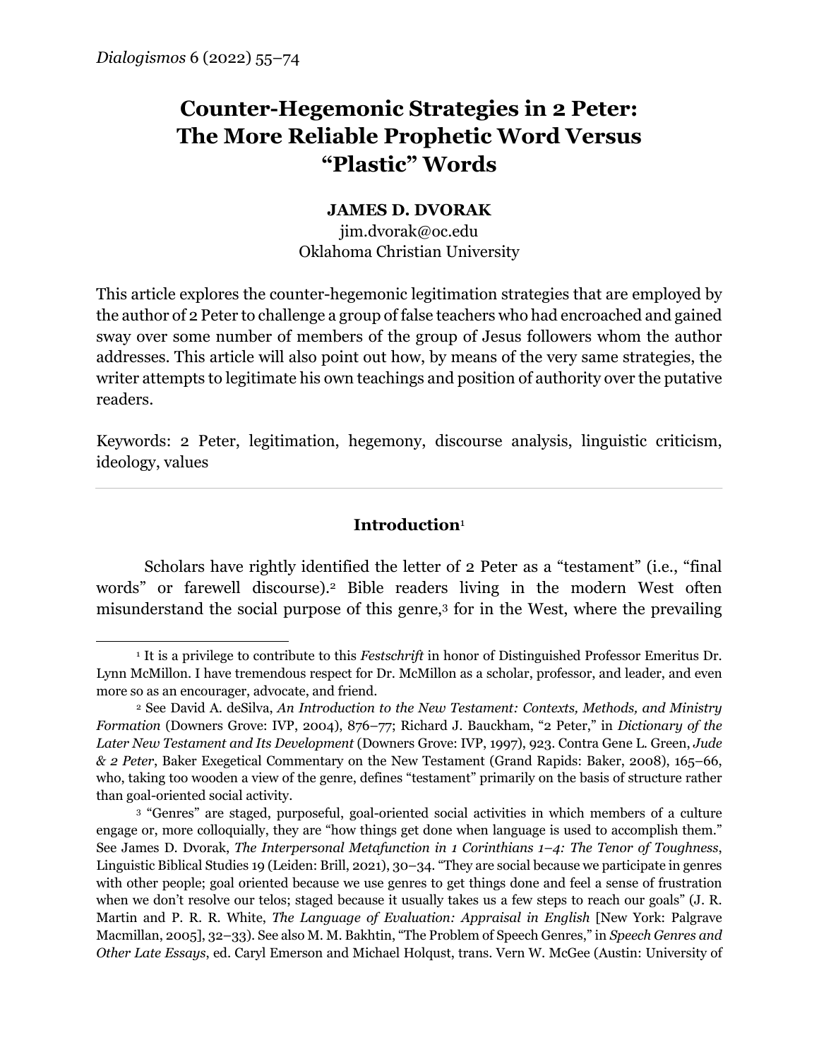# Counter-Hegemonic Strategies in 2 Peter: The More Reliable Prophetic Word Versus "Plastic" Words

**JAMES D. DVORAK**
jim.dvorak@oc.edu
Oklahoma Christian University

This article explores the counter-hegemonic legitimation strategies that are employed by the author of 2 Peter to challenge a group of false teachers who had encroached and gained sway over some number of members of the group of Jesus followers whom the author addresses. This article will also point out how, by means of the very same strategies, the writer attempts to legitimate his own teachings and position of authority over the putative readers.

Keywords: 2 Peter, legitimation, hegemony, discourse analysis, linguistic criticism, ideology, values

## Introduction[1]

Scholars have rightly identified the letter of 2 Peter as a "testament" (i.e., "final words" or farewell discourse).[2] Bible readers living in the modern West often misunderstand the social purpose of this genre,[3] for in the West, where the prevailing

---

[1] It is a privilege to contribute to this *Festschrift* in honor of Distinguished Professor Emeritus Dr. Lynn McMillon. I have tremendous respect for Dr. McMillon as a scholar, professor, and leader, and even more so as an encourager, advocate, and friend.

[2] See David A. deSilva, *An Introduction to the New Testament: Contexts, Methods, and Ministry Formation* (Downers Grove: IVP, 2004), 876–77; Richard J. Bauckham, "2 Peter," in *Dictionary of the Later New Testament and Its Development* (Downers Grove: IVP, 1997), 923. Contra Gene L. Green, *Jude & 2 Peter*, Baker Exegetical Commentary on the New Testament (Grand Rapids: Baker, 2008), 165–66, who, taking too wooden a view of the genre, defines "testament" primarily on the basis of structure rather than goal-oriented social activity.

[3] "Genres" are staged, purposeful, goal-oriented social activities in which members of a culture engage or, more colloquially, they are "how things get done when language is used to accomplish them." See James D. Dvorak, *The Interpersonal Metafunction in 1 Corinthians 1–4: The Tenor of Toughness*, Linguistic Biblical Studies 19 (Leiden: Brill, 2021), 30–34. "They are social because we participate in genres with other people; goal oriented because we use genres to get things done and feel a sense of frustration when we don't resolve our telos; staged because it usually takes us a few steps to reach our goals" (J. R. Martin and P. R. R. White, *The Language of Evaluation: Appraisal in English* [New York: Palgrave Macmillan, 2005], 32–33). See also M. M. Bakhtin, "The Problem of Speech Genres," in *Speech Genres and Other Late Essays*, ed. Caryl Emerson and Michael Holquist, trans. Vern W. McGee (Austin: University of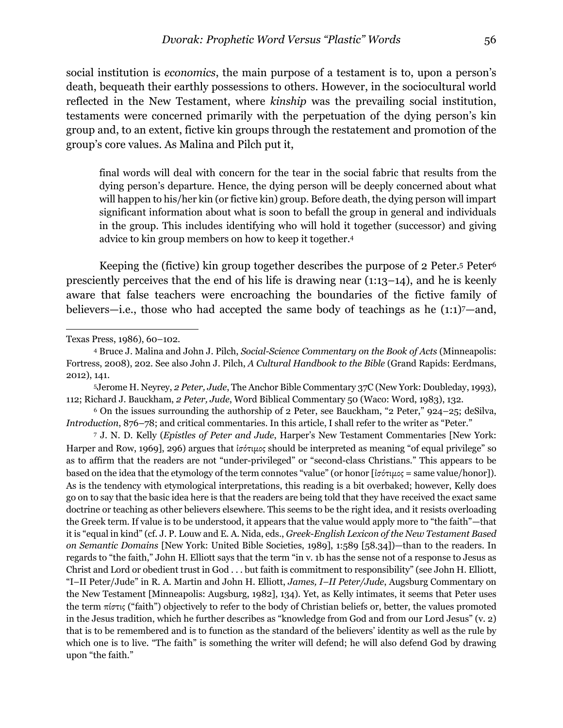social institution is *economics*, the main purpose of a testament is to, upon a person's death, bequeath their earthly possessions to others. However, in the sociocultural world reflected in the New Testament, where *kinship* was the prevailing social institution, testaments were concerned primarily with the perpetuation of the dying person's kin group and, to an extent, fictive kin groups through the restatement and promotion of the group's core values. As Malina and Pilch put it,

> final words will deal with concern for the tear in the social fabric that results from the dying person's departure. Hence, the dying person will be deeply concerned about what will happen to his/her kin (or fictive kin) group. Before death, the dying person will impart significant information about what is soon to befall the group in general and individuals in the group. This includes identifying who will hold it together (successor) and giving advice to kin group members on how to keep it together.[4]

Keeping the (fictive) kin group together describes the purpose of 2 Peter.[5] Peter[6] presciently perceives that the end of his life is drawing near (1:13–14), and he is keenly aware that false teachers were encroaching the boundaries of the fictive family of believers—i.e., those who had accepted the same body of teachings as he (1:1)[7]—and,

---

Texas Press, 1986), 60–102.

[4] Bruce J. Malina and John J. Pilch, *Social-Science Commentary on the Book of Acts* (Minneapolis: Fortress, 2008), 202. See also John J. Pilch, *A Cultural Handbook to the Bible* (Grand Rapids: Eerdmans, 2012), 141.

[5] Jerome H. Neyrey, *2 Peter, Jude*, The Anchor Bible Commentary 37C (New York: Doubleday, 1993), 112; Richard J. Bauckham, *2 Peter, Jude*, Word Biblical Commentary 50 (Waco: Word, 1983), 132.

[6] On the issues surrounding the authorship of 2 Peter, see Bauckham, "2 Peter," 924–25; deSilva, *Introduction*, 876–78; and critical commentaries. In this article, I shall refer to the writer as "Peter."

[7] J. N. D. Kelly (*Epistles of Peter and Jude*, Harper's New Testament Commentaries [New York: Harper and Row, 1969], 296) argues that ἰσότιμος should be interpreted as meaning "of equal privilege" so as to affirm that the readers are not "under-privileged" or "second-class Christians." This appears to be based on the idea that the etymology of the term connotes "value" (or honor [ἰσότιμος = same value/honor]). As is the tendency with etymological interpretations, this reading is a bit overbaked; however, Kelly does go on to say that the basic idea here is that the readers are being told that they have received the exact same doctrine or teaching as other believers elsewhere. This seems to be the right idea, and it resists overloading the Greek term. If value is to be understood, it appears that the value would apply more to "the faith"—that it is "equal in kind" (cf. J. P. Louw and E. A. Nida, eds., *Greek-English Lexicon of the New Testament Based on Semantic Domains* [New York: United Bible Societies, 1989], 1:589 [58.34])—than to the readers. In regards to "the faith," John H. Elliott says that the term "in v. 1b has the sense not of a response to Jesus as Christ and Lord or obedient trust in God . . . but faith is commitment to responsibility" (see John H. Elliott, "I–II Peter/Jude" in R. A. Martin and John H. Elliott, *James, I–II Peter/Jude*, Augsburg Commentary on the New Testament [Minneapolis: Augsburg, 1982], 134). Yet, as Kelly intimates, it seems that Peter uses the term πίστις ("faith") objectively to refer to the body of Christian beliefs or, better, the values promoted in the Jesus tradition, which he further describes as "knowledge from God and from our Lord Jesus" (v. 2) that is to be remembered and is to function as the standard of the believers' identity as well as the rule by which one is to live. "The faith" is something the writer will defend; he will also defend God by drawing upon "the faith."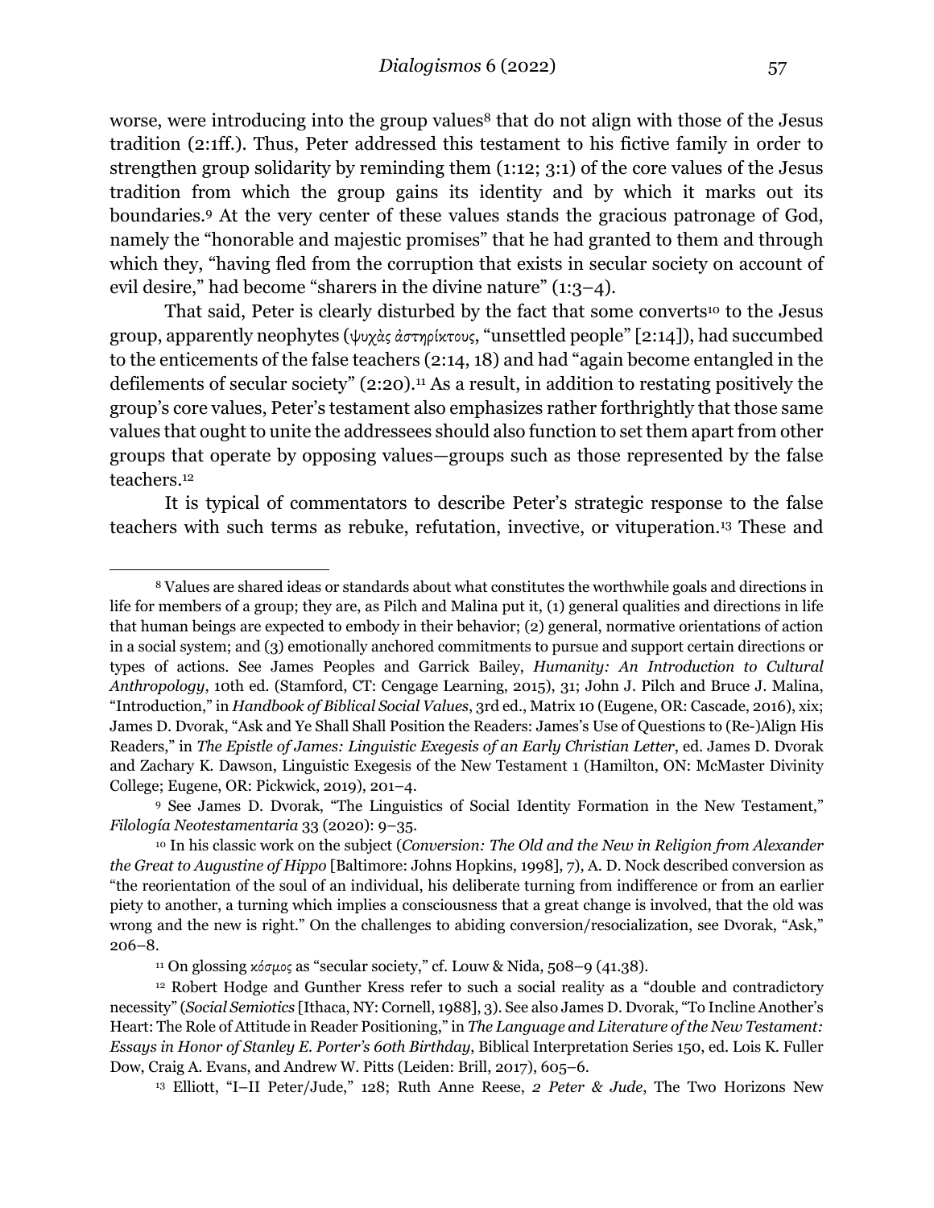worse, were introducing into the group values[8] that do not align with those of the Jesus tradition (2:1ff.). Thus, Peter addressed this testament to his fictive family in order to strengthen group solidarity by reminding them (1:12; 3:1) of the core values of the Jesus tradition from which the group gains its identity and by which it marks out its boundaries.[9] At the very center of these values stands the gracious patronage of God, namely the "honorable and majestic promises" that he had granted to them and through which they, "having fled from the corruption that exists in secular society on account of evil desire," had become "sharers in the divine nature" (1:3–4).

That said, Peter is clearly disturbed by the fact that some converts[10] to the Jesus group, apparently neophytes (ψυχὰς ἀστηρίκτους, "unsettled people" [2:14]), had succumbed to the enticements of the false teachers (2:14, 18) and had "again become entangled in the defilements of secular society" (2:20).[11] As a result, in addition to restating positively the group's core values, Peter's testament also emphasizes rather forthrightly that those same values that ought to unite the addressees should also function to set them apart from other groups that operate by opposing values—groups such as those represented by the false teachers.[12]

It is typical of commentators to describe Peter's strategic response to the false teachers with such terms as rebuke, refutation, invective, or vituperation.[13] These and

---

[8] Values are shared ideas or standards about what constitutes the worthwhile goals and directions in life for members of a group; they are, as Pilch and Malina put it, (1) general qualities and directions in life that human beings are expected to embody in their behavior; (2) general, normative orientations of action in a social system; and (3) emotionally anchored commitments to pursue and support certain directions or types of actions. See James Peoples and Garrick Bailey, *Humanity: An Introduction to Cultural Anthropology*, 10th ed. (Stamford, CT: Cengage Learning, 2015), 31; John J. Pilch and Bruce J. Malina, "Introduction," in *Handbook of Biblical Social Values*, 3rd ed., Matrix 10 (Eugene, OR: Cascade, 2016), xix; James D. Dvorak, "Ask and Ye Shall Shall Position the Readers: James's Use of Questions to (Re-)Align His Readers," in *The Epistle of James: Linguistic Exegesis of an Early Christian Letter*, ed. James D. Dvorak and Zachary K. Dawson, Linguistic Exegesis of the New Testament 1 (Hamilton, ON: McMaster Divinity College; Eugene, OR: Pickwick, 2019), 201–4.

[9] See James D. Dvorak, "The Linguistics of Social Identity Formation in the New Testament," *Filología Neotestamentaria* 33 (2020): 9–35.

[10] In his classic work on the subject (*Conversion: The Old and the New in Religion from Alexander the Great to Augustine of Hippo* [Baltimore: Johns Hopkins, 1998], 7), A. D. Nock described conversion as "the reorientation of the soul of an individual, his deliberate turning from indifference or from an earlier piety to another, a turning which implies a consciousness that a great change is involved, that the old was wrong and the new is right." On the challenges to abiding conversion/resocialization, see Dvorak, "Ask," 206–8.

[11] On glossing κόσμος as "secular society," cf. Louw & Nida, 508–9 (41.38).

[12] Robert Hodge and Gunther Kress refer to such a social reality as a "double and contradictory necessity" (*Social Semiotics* [Ithaca, NY: Cornell, 1988], 3). See also James D. Dvorak, "To Incline Another's Heart: The Role of Attitude in Reader Positioning," in *The Language and Literature of the New Testament: Essays in Honor of Stanley E. Porter's 60th Birthday*, Biblical Interpretation Series 150, ed. Lois K. Fuller Dow, Craig A. Evans, and Andrew W. Pitts (Leiden: Brill, 2017), 605–6.

[13] Elliott, "I–II Peter/Jude," 128; Ruth Anne Reese, *2 Peter & Jude*, The Two Horizons New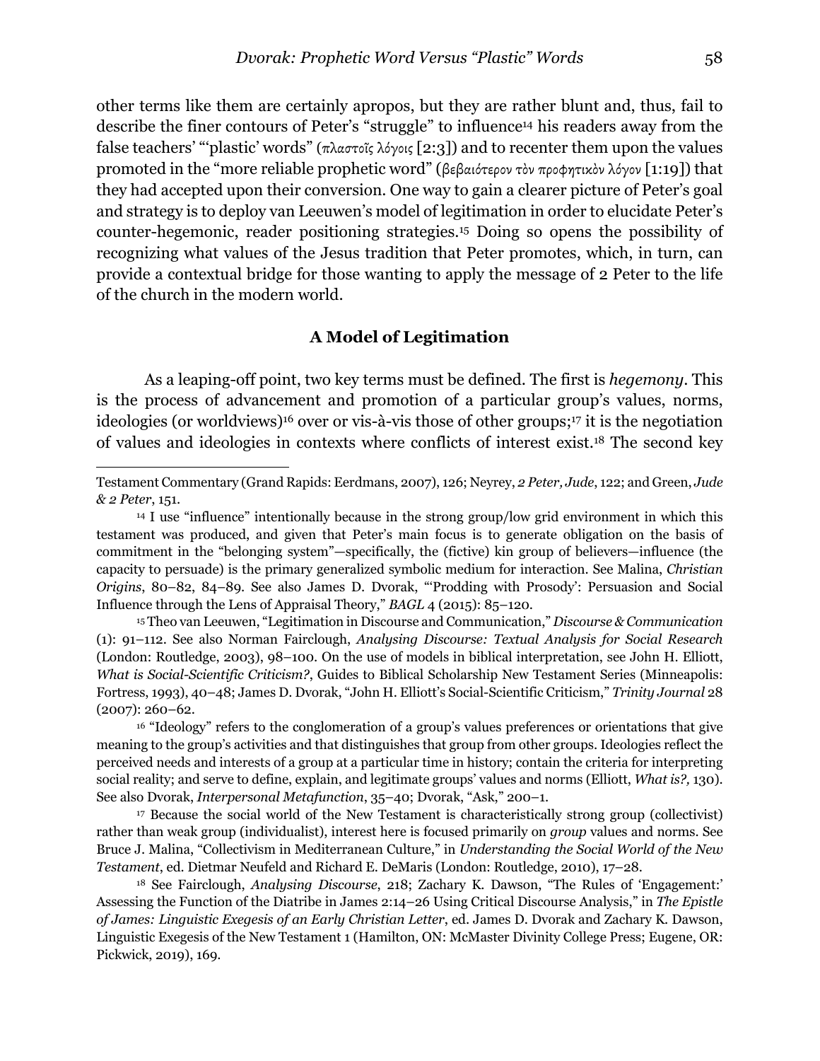other terms like them are certainly apropos, but they are rather blunt and, thus, fail to describe the finer contours of Peter's "struggle" to influence[14] his readers away from the false teachers' "'plastic' words" (πλαστοῖς λόγοις [2:3]) and to recenter them upon the values promoted in the "more reliable prophetic word" (βεβαιότερον τὸν προφητικὸν λόγον [1:19]) that they had accepted upon their conversion. One way to gain a clearer picture of Peter's goal and strategy is to deploy van Leeuwen's model of legitimation in order to elucidate Peter's counter-hegemonic, reader positioning strategies.[15] Doing so opens the possibility of recognizing what values of the Jesus tradition that Peter promotes, which, in turn, can provide a contextual bridge for those wanting to apply the message of 2 Peter to the life of the church in the modern world.

### A Model of Legitimation

As a leaping-off point, two key terms must be defined. The first is *hegemony*. This is the process of advancement and promotion of a particular group's values, norms, ideologies (or worldviews)[16] over or vis-à-vis those of other groups;[17] it is the negotiation of values and ideologies in contexts where conflicts of interest exist.[18] The second key

---

Testament Commentary (Grand Rapids: Eerdmans, 2007), 126; Neyrey, *2 Peter, Jude*, 122; and Green, *Jude & 2 Peter*, 151.

[14] I use "influence" intentionally because in the strong group/low grid environment in which this testament was produced, and given that Peter's main focus is to generate obligation on the basis of commitment in the "belonging system"—specifically, the (fictive) kin group of believers—influence (the capacity to persuade) is the primary generalized symbolic medium for interaction. See Malina, *Christian Origins*, 80–82, 84–89. See also James D. Dvorak, "'Prodding with Prosody': Persuasion and Social Influence through the Lens of Appraisal Theory," *BAGL* 4 (2015): 85–120.

[15] Theo van Leeuwen, "Legitimation in Discourse and Communication," *Discourse & Communication* (1): 91–112. See also Norman Fairclough, *Analysing Discourse: Textual Analysis for Social Research* (London: Routledge, 2003), 98–100. On the use of models in biblical interpretation, see John H. Elliott, *What is Social-Scientific Criticism?*, Guides to Biblical Scholarship New Testament Series (Minneapolis: Fortress, 1993), 40–48; James D. Dvorak, "John H. Elliott's Social-Scientific Criticism," *Trinity Journal* 28 (2007): 260–62.

[16] "Ideology" refers to the conglomeration of a group's values preferences or orientations that give meaning to the group's activities and that distinguishes that group from other groups. Ideologies reflect the perceived needs and interests of a group at a particular time in history; contain the criteria for interpreting social reality; and serve to define, explain, and legitimate groups' values and norms (Elliott, *What is?,* 130). See also Dvorak, *Interpersonal Metafunction*, 35–40; Dvorak, "Ask," 200–1.

[17] Because the social world of the New Testament is characteristically strong group (collectivist) rather than weak group (individualist), interest here is focused primarily on *group* values and norms. See Bruce J. Malina, "Collectivism in Mediterranean Culture," in *Understanding the Social World of the New Testament*, ed. Dietmar Neufeld and Richard E. DeMaris (London: Routledge, 2010), 17–28.

[18] See Fairclough, *Analysing Discourse*, 218; Zachary K. Dawson, "The Rules of 'Engagement:' Assessing the Function of the Diatribe in James 2:14–26 Using Critical Discourse Analysis," in *The Epistle of James: Linguistic Exegesis of an Early Christian Letter*, ed. James D. Dvorak and Zachary K. Dawson, Linguistic Exegesis of the New Testament 1 (Hamilton, ON: McMaster Divinity College Press; Eugene, OR: Pickwick, 2019), 169.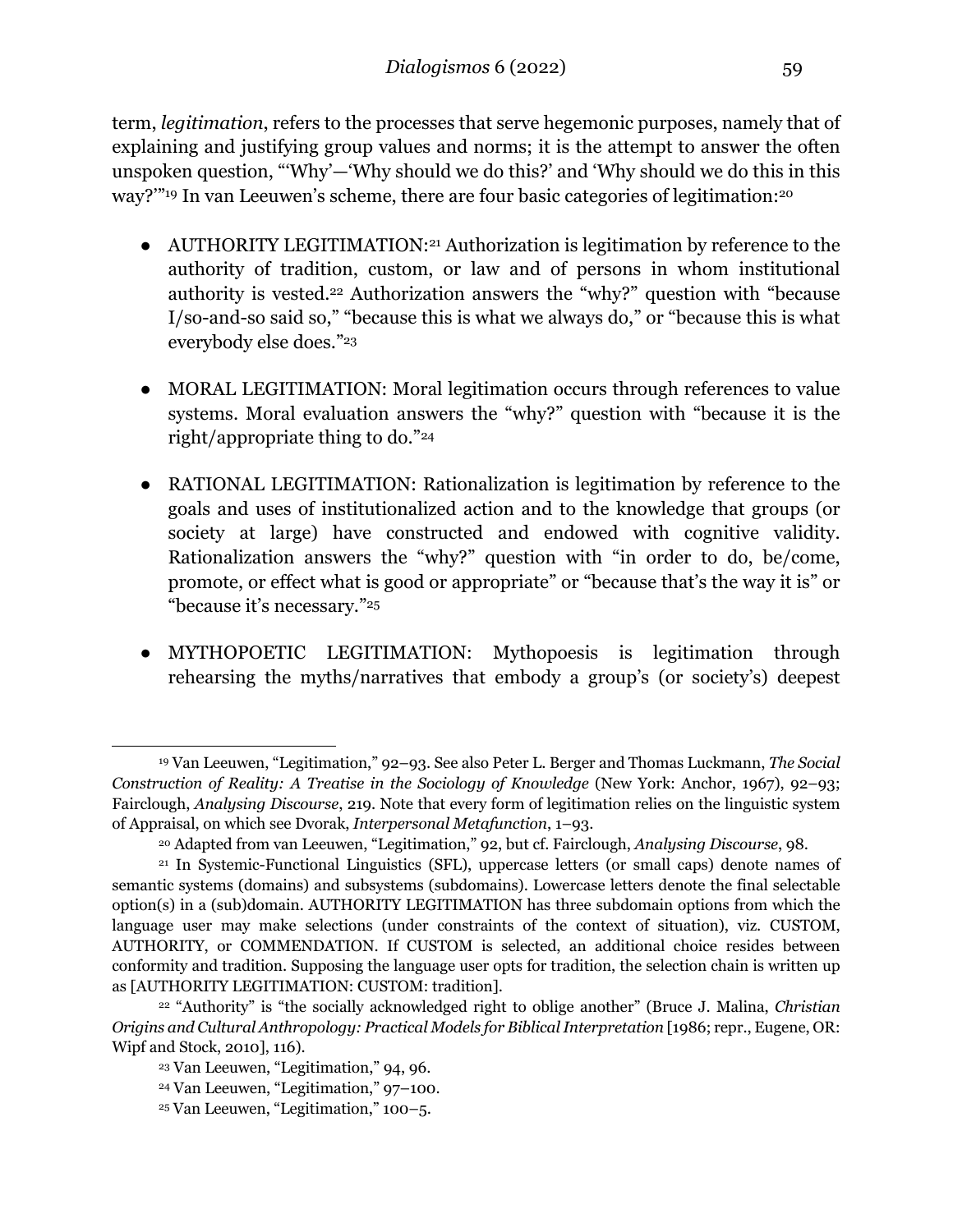term, *legitimation*, refers to the processes that serve hegemonic purposes, namely that of explaining and justifying group values and norms; it is the attempt to answer the often unspoken question, "'Why'—'Why should we do this?' and 'Why should we do this in this way?'"[19] In van Leeuwen's scheme, there are four basic categories of legitimation:[20]

- AUTHORITY LEGITIMATION:[21] Authorization is legitimation by reference to the authority of tradition, custom, or law and of persons in whom institutional authority is vested.[22] Authorization answers the "why?" question with "because I/so-and-so said so," "because this is what we always do," or "because this is what everybody else does."[23]

- MORAL LEGITIMATION: Moral legitimation occurs through references to value systems. Moral evaluation answers the "why?" question with "because it is the right/appropriate thing to do."[24]

- RATIONAL LEGITIMATION: Rationalization is legitimation by reference to the goals and uses of institutionalized action and to the knowledge that groups (or society at large) have constructed and endowed with cognitive validity. Rationalization answers the "why?" question with "in order to do, be/come, promote, or effect what is good or appropriate" or "because that's the way it is" or "because it's necessary."[25]

- MYTHOPOETIC LEGITIMATION: Mythopoesis is legitimation through rehearsing the myths/narratives that embody a group's (or society's) deepest

---

[19] Van Leeuwen, "Legitimation," 92–93. See also Peter L. Berger and Thomas Luckmann, *The Social Construction of Reality: A Treatise in the Sociology of Knowledge* (New York: Anchor, 1967), 92–93; Fairclough, *Analysing Discourse*, 219. Note that every form of legitimation relies on the linguistic system of Appraisal, on which see Dvorak, *Interpersonal Metafunction*, 1–93.

[20] Adapted from van Leeuwen, "Legitimation," 92, but cf. Fairclough, *Analysing Discourse*, 98.

[21] In Systemic-Functional Linguistics (SFL), uppercase letters (or small caps) denote names of semantic systems (domains) and subsystems (subdomains). Lowercase letters denote the final selectable option(s) in a (sub)domain. AUTHORITY LEGITIMATION has three subdomain options from which the language user may make selections (under constraints of the context of situation), viz. CUSTOM, AUTHORITY, or COMMENDATION. If CUSTOM is selected, an additional choice resides between conformity and tradition. Supposing the language user opts for tradition, the selection chain is written up as [AUTHORITY LEGITIMATION: CUSTOM: tradition].

[22] "Authority" is "the socially acknowledged right to oblige another" (Bruce J. Malina, *Christian Origins and Cultural Anthropology: Practical Models for Biblical Interpretation* [1986; repr., Eugene, OR: Wipf and Stock, 2010], 116).

[23] Van Leeuwen, "Legitimation," 94, 96.

[24] Van Leeuwen, "Legitimation," 97–100.

[25] Van Leeuwen, "Legitimation," 100–5.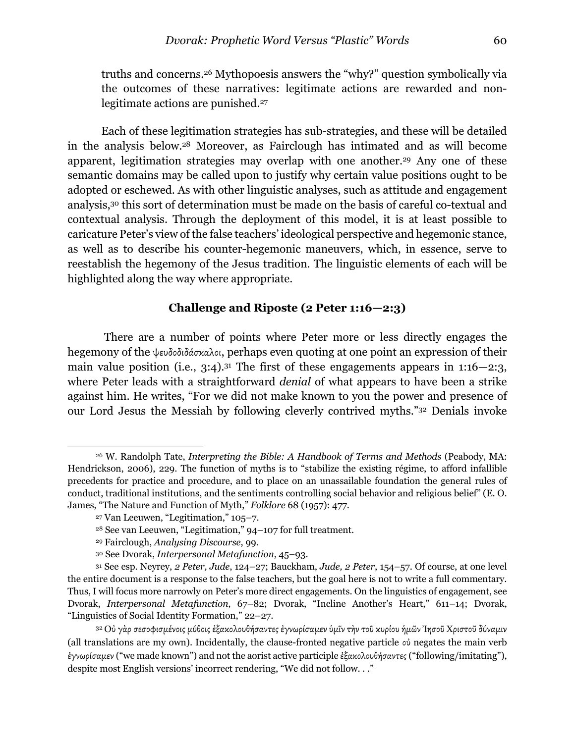truths and concerns.[26] Mythopoesis answers the "why?" question symbolically via the outcomes of these narratives: legitimate actions are rewarded and non-legitimate actions are punished.[27]

Each of these legitimation strategies has sub-strategies, and these will be detailed in the analysis below.[28] Moreover, as Fairclough has intimated and as will become apparent, legitimation strategies may overlap with one another.[29] Any one of these semantic domains may be called upon to justify why certain value positions ought to be adopted or eschewed. As with other linguistic analyses, such as attitude and engagement analysis,[30] this sort of determination must be made on the basis of careful co-textual and contextual analysis. Through the deployment of this model, it is at least possible to caricature Peter's view of the false teachers' ideological perspective and hegemonic stance, as well as to describe his counter-hegemonic maneuvers, which, in essence, serve to reestablish the hegemony of the Jesus tradition. The linguistic elements of each will be highlighted along the way where appropriate.

### Challenge and Riposte (2 Peter 1:16—2:3)

There are a number of points where Peter more or less directly engages the hegemony of the ψευδοδιδάσκαλοι, perhaps even quoting at one point an expression of their main value position (i.e., 3:4).[31] The first of these engagements appears in 1:16—2:3, where Peter leads with a straightforward *denial* of what appears to have been a strike against him. He writes, "For we did not make known to you the power and presence of our Lord Jesus the Messiah by following cleverly contrived myths."[32] Denials invoke

---

[26] W. Randolph Tate, *Interpreting the Bible: A Handbook of Terms and Methods* (Peabody, MA: Hendrickson, 2006), 229. The function of myths is to "stabilize the existing régime, to afford infallible precedents for practice and procedure, and to place on an unassailable foundation the general rules of conduct, traditional institutions, and the sentiments controlling social behavior and religious belief" (E. O. James, "The Nature and Function of Myth," *Folklore* 68 (1957): 477.

[27] Van Leeuwen, "Legitimation," 105–7.

[28] See van Leeuwen, "Legitimation," 94–107 for full treatment.

[29] Fairclough, *Analysing Discourse*, 99.

[30] See Dvorak, *Interpersonal Metafunction*, 45–93.

[31] See esp. Neyrey, *2 Peter, Jude*, 124–27; Bauckham, *Jude, 2 Peter*, 154–57. Of course, at one level the entire document is a response to the false teachers, but the goal here is not to write a full commentary. Thus, I will focus more narrowly on Peter's more direct engagements. On the linguistics of engagement, see Dvorak, *Interpersonal Metafunction*, 67–82; Dvorak, "Incline Another's Heart," 611–14; Dvorak, "Linguistics of Social Identity Formation," 22–27.

[32] *Οὐ γὰρ σεσοφισμένοις μύθοις ἐξακολουθήσαντες ἐγνωρίσαμεν ὑμῖν τὴν τοῦ κυρίου ἡμῶν Ἰησοῦ Χριστοῦ δύναμιν* (all translations are my own). Incidentally, the clause-fronted negative particle *οὐ* negates the main verb *ἐγνωρίσαμεν* ("we made known") and not the aorist active participle *ἐξακολουθήσαντες* ("following/imitating"), despite most English versions' incorrect rendering, "We did not follow. . ."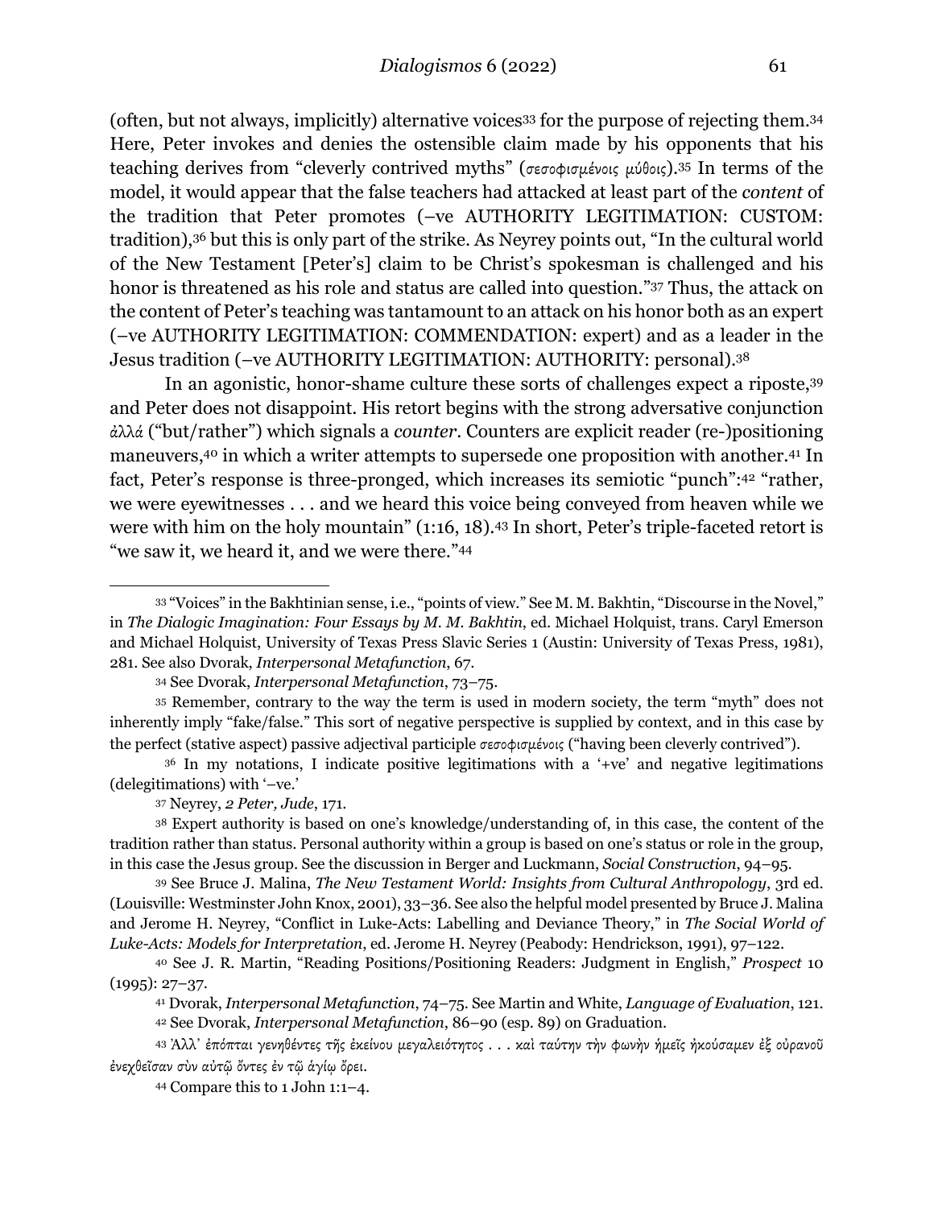(often, but not always, implicitly) alternative voices[33] for the purpose of rejecting them.[34] Here, Peter invokes and denies the ostensible claim made by his opponents that his teaching derives from "cleverly contrived myths" (*σεσοφισμένοις μύθοις*).[35] In terms of the model, it would appear that the false teachers had attacked at least part of the *content* of the tradition that Peter promotes (–ve AUTHORITY LEGITIMATION: CUSTOM: tradition),[36] but this is only part of the strike. As Neyrey points out, "In the cultural world of the New Testament [Peter's] claim to be Christ's spokesman is challenged and his honor is threatened as his role and status are called into question."[37] Thus, the attack on the content of Peter's teaching was tantamount to an attack on his honor both as an expert (–ve AUTHORITY LEGITIMATION: COMMENDATION: expert) and as a leader in the Jesus tradition (–ve AUTHORITY LEGITIMATION: AUTHORITY: personal).[38]

In an agonistic, honor-shame culture these sorts of challenges expect a riposte,[39] and Peter does not disappoint. His retort begins with the strong adversative conjunction *ἀλλά* ("but/rather") which signals a *counter*. Counters are explicit reader (re-)positioning maneuvers,[40] in which a writer attempts to supersede one proposition with another.[41] In fact, Peter's response is three-pronged, which increases its semiotic "punch":[42] "rather, we were eyewitnesses . . . and we heard this voice being conveyed from heaven while we were with him on the holy mountain" (1:16, 18).[43] In short, Peter's triple-faceted retort is "we saw it, we heard it, and we were there."[44]

---

[33] "Voices" in the Bakhtinian sense, i.e., "points of view." See M. M. Bakhtin, "Discourse in the Novel," in *The Dialogic Imagination: Four Essays by M. M. Bakhtin*, ed. Michael Holquist, trans. Caryl Emerson and Michael Holquist, University of Texas Press Slavic Series 1 (Austin: University of Texas Press, 1981), 281. See also Dvorak, *Interpersonal Metafunction*, 67.

[34] See Dvorak, *Interpersonal Metafunction*, 73–75.

[35] Remember, contrary to the way the term is used in modern society, the term "myth" does not inherently imply "fake/false." This sort of negative perspective is supplied by context, and in this case by the perfect (stative aspect) passive adjectival participle *σεσοφισμένοις* ("having been cleverly contrived").

[36] In my notations, I indicate positive legitimations with a '+ve' and negative legitimations (delegitimations) with '–ve.'

[37] Neyrey, *2 Peter, Jude*, 171.

[38] Expert authority is based on one's knowledge/understanding of, in this case, the content of the tradition rather than status. Personal authority within a group is based on one's status or role in the group, in this case the Jesus group. See the discussion in Berger and Luckmann, *Social Construction*, 94–95.

[39] See Bruce J. Malina, *The New Testament World: Insights from Cultural Anthropology*, 3rd ed. (Louisville: Westminster John Knox, 2001), 33–36. See also the helpful model presented by Bruce J. Malina and Jerome H. Neyrey, "Conflict in Luke-Acts: Labelling and Deviance Theory," in *The Social World of Luke-Acts: Models for Interpretation*, ed. Jerome H. Neyrey (Peabody: Hendrickson, 1991), 97–122.

[40] See J. R. Martin, "Reading Positions/Positioning Readers: Judgment in English," *Prospect* 10 (1995): 27–37.

[41] Dvorak, *Interpersonal Metafunction*, 74–75. See Martin and White, *Language of Evaluation*, 121.

[42] See Dvorak, *Interpersonal Metafunction*, 86–90 (esp. 89) on Graduation.

[43] *Ἀλλ᾽ ἐπόπται γενηθέντες τῆς ἐκείνου μεγαλειότητος . . . καὶ ταύτην τὴν φωνὴν ἡμεῖς ἠκούσαμεν ἐξ οὐρανοῦ ἐνεχθεῖσαν σὺν αὐτῷ ὄντες ἐν τῷ ἁγίῳ ὄρει.*

[44] Compare this to 1 John 1:1–4.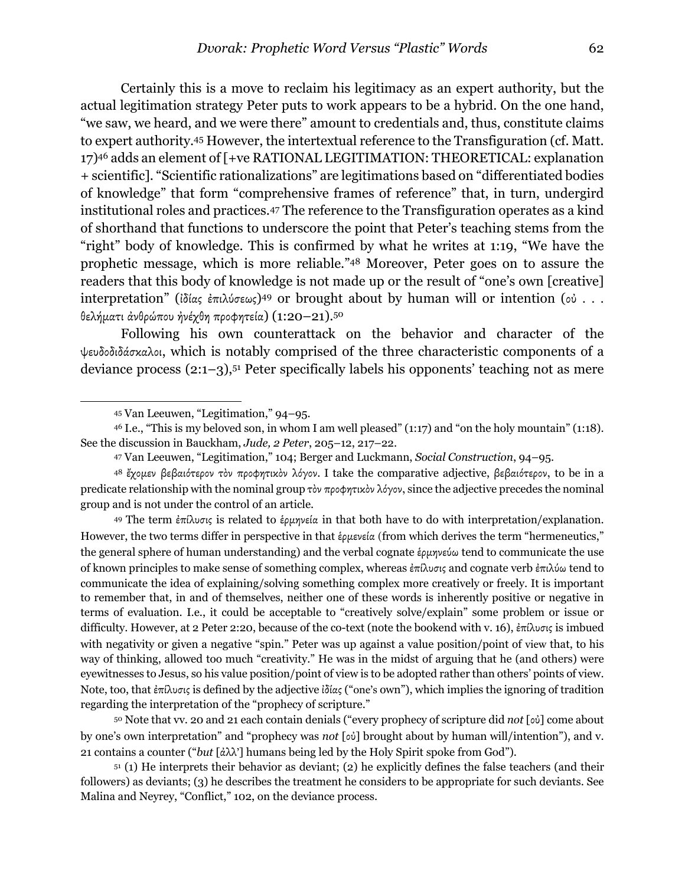Certainly this is a move to reclaim his legitimacy as an expert authority, but the actual legitimation strategy Peter puts to work appears to be a hybrid. On the one hand, "we saw, we heard, and we were there" amount to credentials and, thus, constitute claims to expert authority.[45] However, the intertextual reference to the Transfiguration (cf. Matt. 17)[46] adds an element of [+ve RATIONAL LEGITIMATION: THEORETICAL: explanation + scientific]. "Scientific rationalizations" are legitimations based on "differentiated bodies of knowledge" that form "comprehensive frames of reference" that, in turn, undergird institutional roles and practices.[47] The reference to the Transfiguration operates as a kind of shorthand that functions to underscore the point that Peter's teaching stems from the "right" body of knowledge. This is confirmed by what he writes at 1:19, "We have the prophetic message, which is more reliable."[48] Moreover, Peter goes on to assure the readers that this body of knowledge is not made up or the result of "one's own [creative] interpretation" (ἰδίας ἐπιλύσεως)[49] or brought about by human will or intention (οὐ . . . θελήματι ἀνθρώπου ἠνέχθη προφητεία) (1:20–21).[50]

Following his own counterattack on the behavior and character of the ψευδοδιδάσκαλοι, which is notably comprised of the three characteristic components of a deviance process (2:1–3),[51] Peter specifically labels his opponents' teaching not as mere

---

[45] Van Leeuwen, "Legitimation," 94–95.

[46] I.e., "This is my beloved son, in whom I am well pleased" (1:17) and "on the holy mountain" (1:18). See the discussion in Bauckham, *Jude, 2 Peter*, 205–12, 217–22.

[47] Van Leeuwen, "Legitimation," 104; Berger and Luckmann, *Social Construction*, 94–95.

[48] ἔχομεν βεβαιότερον τὸν προφητικὸν λόγον. I take the comparative adjective, βεβαιότερον, to be in a predicate relationship with the nominal group τὸν προφητικὸν λόγον, since the adjective precedes the nominal group and is not under the control of an article.

[49] The term ἐπίλυσις is related to ἑρμηνεία in that both have to do with interpretation/explanation. However, the two terms differ in perspective in that ἑρμενεία (from which derives the term "hermeneutics," the general sphere of human understanding) and the verbal cognate ἑρμηνεύω tend to communicate the use of known principles to make sense of something complex, whereas ἐπίλυσις and cognate verb ἐπιλύω tend to communicate the idea of explaining/solving something complex more creatively or freely. It is important to remember that, in and of themselves, neither one of these words is inherently positive or negative in terms of evaluation. I.e., it could be acceptable to "creatively solve/explain" some problem or issue or difficulty. However, at 2 Peter 2:20, because of the co-text (note the bookend with v. 16), ἐπίλυσις is imbued with negativity or given a negative "spin." Peter was up against a value position/point of view that, to his way of thinking, allowed too much "creativity." He was in the midst of arguing that he (and others) were eyewitnesses to Jesus, so his value position/point of view is to be adopted rather than others' points of view. Note, too, that ἐπίλυσις is defined by the adjective ἰδίας ("one's own"), which implies the ignoring of tradition regarding the interpretation of the "prophecy of scripture."

[50] Note that vv. 20 and 21 each contain denials ("every prophecy of scripture did *not* [οὐ] come about by one's own interpretation" and "prophecy was *not* [οὐ] brought about by human will/intention"), and v. 21 contains a counter ("*but* [ἀλλ'] humans being led by the Holy Spirit spoke from God").

[51] (1) He interprets their behavior as deviant; (2) he explicitly defines the false teachers (and their followers) as deviants; (3) he describes the treatment he considers to be appropriate for such deviants. See Malina and Neyrey, "Conflict," 102, on the deviance process.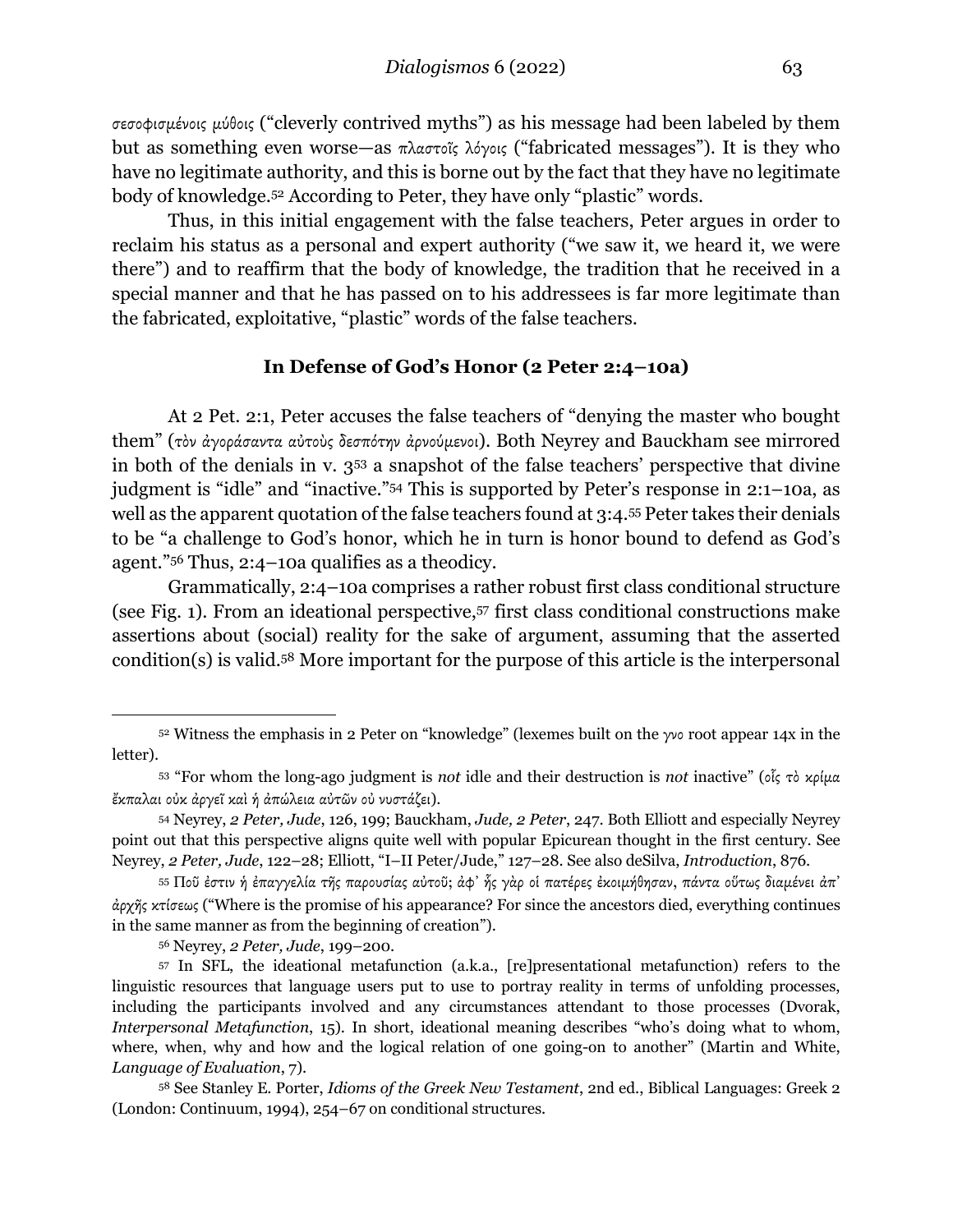*σεσοφισμένοις μύθοις* ("cleverly contrived myths") as his message had been labeled by them but as something even worse—as *πλαστοῖς λόγοις* ("fabricated messages"). It is they who have no legitimate authority, and this is borne out by the fact that they have no legitimate body of knowledge.[52] According to Peter, they have only "plastic" words.

Thus, in this initial engagement with the false teachers, Peter argues in order to reclaim his status as a personal and expert authority ("we saw it, we heard it, we were there") and to reaffirm that the body of knowledge, the tradition that he received in a special manner and that he has passed on to his addressees is far more legitimate than the fabricated, exploitative, "plastic" words of the false teachers.

## In Defense of God's Honor (2 Peter 2:4–10a)

At 2 Pet. 2:1, Peter accuses the false teachers of "denying the master who bought them" (*τὸν ἀγοράσαντα αὐτοὺς δεσπότην ἀρνούμενοι*). Both Neyrey and Bauckham see mirrored in both of the denials in v. 3[53] a snapshot of the false teachers' perspective that divine judgment is "idle" and "inactive."[54] This is supported by Peter's response in 2:1–10a, as well as the apparent quotation of the false teachers found at 3:4.[55] Peter takes their denials to be "a challenge to God's honor, which he in turn is honor bound to defend as God's agent."[56] Thus, 2:4–10a qualifies as a theodicy.

Grammatically, 2:4–10a comprises a rather robust first class conditional structure (see Fig. 1). From an ideational perspective,[57] first class conditional constructions make assertions about (social) reality for the sake of argument, assuming that the asserted condition(s) is valid.[58] More important for the purpose of this article is the interpersonal

---

[52] Witness the emphasis in 2 Peter on "knowledge" (lexemes built on the *γνο* root appear 14x in the letter).

[53] "For whom the long-ago judgment is *not* idle and their destruction is *not* inactive" (*οἷς τὸ κρίμα ἔκπαλαι οὐκ ἀργεῖ καὶ ἡ ἀπώλεια αὐτῶν οὐ νυστάζει*).

[54] Neyrey, *2 Peter, Jude*, 126, 199; Bauckham, *Jude, 2 Peter*, 247. Both Elliott and especially Neyrey point out that this perspective aligns quite well with popular Epicurean thought in the first century. See Neyrey, *2 Peter, Jude*, 122–28; Elliott, "I–II Peter/Jude," 127–28. See also deSilva, *Introduction*, 876.

[55] *Ποῦ ἐστιν ἡ ἐπαγγελία τῆς παρουσίας αὐτοῦ; ἀφ᾽ ἧς γὰρ οἱ πατέρες ἐκοιμήθησαν, πάντα οὕτως διαμένει ἀπ᾽ ἀρχῆς κτίσεως* ("Where is the promise of his appearance? For since the ancestors died, everything continues in the same manner as from the beginning of creation").

[56] Neyrey, *2 Peter, Jude*, 199–200.

[57] In SFL, the ideational metafunction (a.k.a., [re]presentational metafunction) refers to the linguistic resources that language users put to use to portray reality in terms of unfolding processes, including the participants involved and any circumstances attendant to those processes (Dvorak, *Interpersonal Metafunction*, 15). In short, ideational meaning describes "who's doing what to whom, where, when, why and how and the logical relation of one going-on to another" (Martin and White, *Language of Evaluation*, 7).

[58] See Stanley E. Porter, *Idioms of the Greek New Testament*, 2nd ed., Biblical Languages: Greek 2 (London: Continuum, 1994), 254–67 on conditional structures.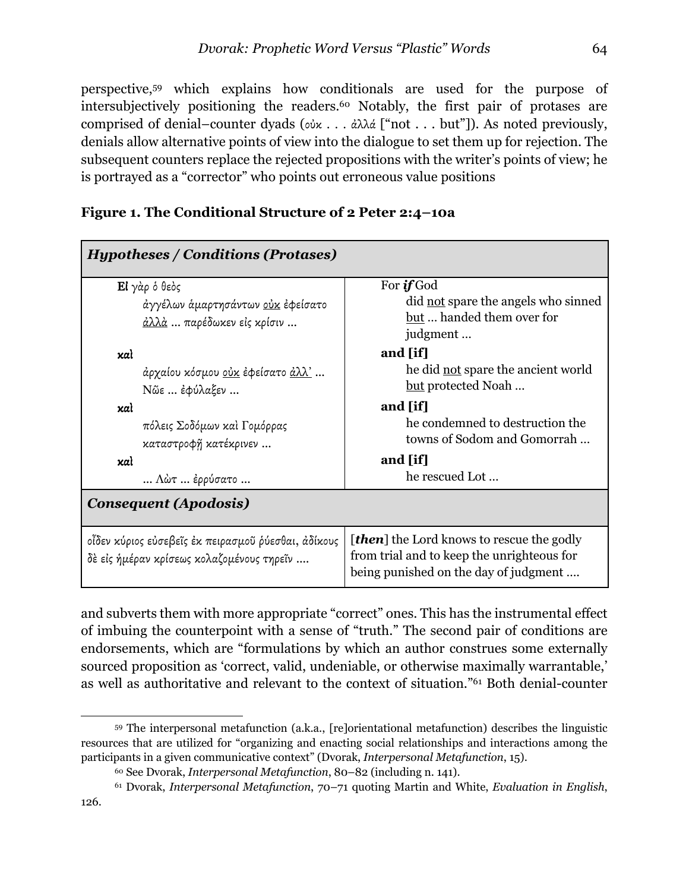perspective,[59] which explains how conditionals are used for the purpose of intersubjectively positioning the readers.[60] Notably, the first pair of protases are comprised of denial–counter dyads (οὐκ . . . ἀλλά ["not . . . but"]). As noted previously, denials allow alternative points of view into the dialogue to set them up for rejection. The subsequent counters replace the rejected propositions with the writer's points of view; he is portrayed as a "corrector" who points out erroneous value positions and subverts them with more appropriate "correct" ones. This has the instrumental effect of imbuing the counterpoint with a sense of "truth." The second pair of conditions are endorsements, which are "formulations by which an author construes some externally sourced proposition as 'correct, valid, undeniable, or otherwise maximally warrantable,' as well as authoritative and relevant to the context of situation."[61] Both denial-counter

**Figure 1. The Conditional Structure of 2 Peter 2:4–10a**

| ***Hypotheses / Conditions (Protases)*** | |
|---|---|
| **Εἰ** γὰρ ὁ θεὸς<br>ἀγγέλων ἁμαρτησάντων <u>οὐκ</u> ἐφείσατο<br><u>ἀλλὰ</u> … παρέδωκεν εἰς κρίσιν … | For ***if*** God<br>did <u>not</u> spare the angels who sinned<br><u>but</u> … handed them over for judgment … |
| **καὶ**<br>ἀρχαίου κόσμου <u>οὐκ</u> ἐφείσατο <u>ἀλλ'</u> …<br>Νῶε … ἐφύλαξεν … | **and [if]**<br>he did <u>not</u> spare the ancient world<br><u>but</u> protected Noah … |
| **καὶ**<br>πόλεις Σοδόμων καὶ Γομόρρας<br>καταστροφῇ κατέκρινεν … | **and [if]**<br>he condemned to destruction the towns of Sodom and Gomorrah … |
| **καὶ**<br>… Λὼτ … ἐρρύσατο … | **and [if]**<br>he rescued Lot … |
| ***Consequent (Apodosis)*** | |
| οἶδεν κύριος εὐσεβεῖς ἐκ πειρασμοῦ ῥύεσθαι, ἀδίκους δὲ εἰς ἡμέραν κρίσεως κολαζομένους τηρεῖν …. | [***then***] the Lord knows to rescue the godly from trial and to keep the unrighteous for being punished on the day of judgment …. |

---

[59] The interpersonal metafunction (a.k.a., [re]orientational metafunction) describes the linguistic resources that are utilized for "organizing and enacting social relationships and interactions among the participants in a given communicative context" (Dvorak, *Interpersonal Metafunction*, 15).

[60] See Dvorak, *Interpersonal Metafunction*, 80–82 (including n. 141).

[61] Dvorak, *Interpersonal Metafunction*, 70–71 quoting Martin and White, *Evaluation in English*, 126.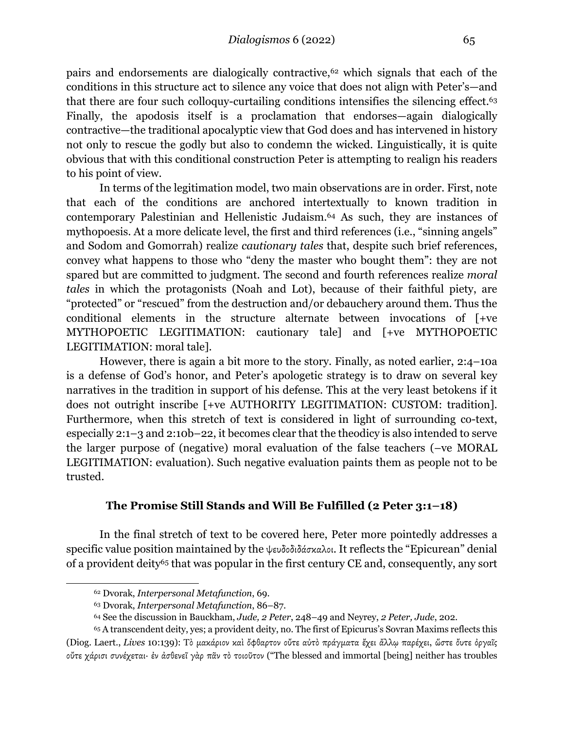pairs and endorsements are dialogically contractive,[62] which signals that each of the conditions in this structure act to silence any voice that does not align with Peter's—and that there are four such colloquy-curtailing conditions intensifies the silencing effect.[63] Finally, the apodosis itself is a proclamation that endorses—again dialogically contractive—the traditional apocalyptic view that God does and has intervened in history not only to rescue the godly but also to condemn the wicked. Linguistically, it is quite obvious that with this conditional construction Peter is attempting to realign his readers to his point of view.

In terms of the legitimation model, two main observations are in order. First, note that each of the conditions are anchored intertextually to known tradition in contemporary Palestinian and Hellenistic Judaism.[64] As such, they are instances of mythopoesis. At a more delicate level, the first and third references (i.e., "sinning angels" and Sodom and Gomorrah) realize *cautionary tales* that, despite such brief references, convey what happens to those who "deny the master who bought them": they are not spared but are committed to judgment. The second and fourth references realize *moral tales* in which the protagonists (Noah and Lot), because of their faithful piety, are "protected" or "rescued" from the destruction and/or debauchery around them. Thus the conditional elements in the structure alternate between invocations of [+ve MYTHOPOETIC LEGITIMATION: cautionary tale] and [+ve MYTHOPOETIC LEGITIMATION: moral tale].

However, there is again a bit more to the story. Finally, as noted earlier, 2:4–10a is a defense of God's honor, and Peter's apologetic strategy is to draw on several key narratives in the tradition in support of his defense. This at the very least betokens if it does not outright inscribe [+ve AUTHORITY LEGITIMATION: CUSTOM: tradition]. Furthermore, when this stretch of text is considered in light of surrounding co-text, especially 2:1–3 and 2:10b–22, it becomes clear that the theodicy is also intended to serve the larger purpose of (negative) moral evaluation of the false teachers (–ve MORAL LEGITIMATION: evaluation). Such negative evaluation paints them as people not to be trusted.

### The Promise Still Stands and Will Be Fulfilled (2 Peter 3:1–18)

In the final stretch of text to be covered here, Peter more pointedly addresses a specific value position maintained by the ψευδοδιδάσκαλοι. It reflects the "Epicurean" denial of a provident deity[65] that was popular in the first century CE and, consequently, any sort

---

[62] Dvorak, *Interpersonal Metafunction*, 69.

[63] Dvorak, *Interpersonal Metafunction*, 86–87.

[64] See the discussion in Bauckham, *Jude, 2 Peter*, 248–49 and Neyrey, *2 Peter, Jude*, 202.

[65] A transcendent deity, yes; a provident deity, no. The first of Epicurus's Sovran Maxims reflects this (Diog. Laert., *Lives* 10:139): Τὸ μακάριον καὶ ὄφθαρτον οὔτε αὐτὸ πράγματα ἔχει ἄλλῳ παρέχει, ὥστε ὄυτε ὀργαῖς οὔτε χάρισι συνέχεται· ἐν ἀσθενεῖ γὰρ πᾶν τὸ τοιοῦτον ("The blessed and immortal [being] neither has troubles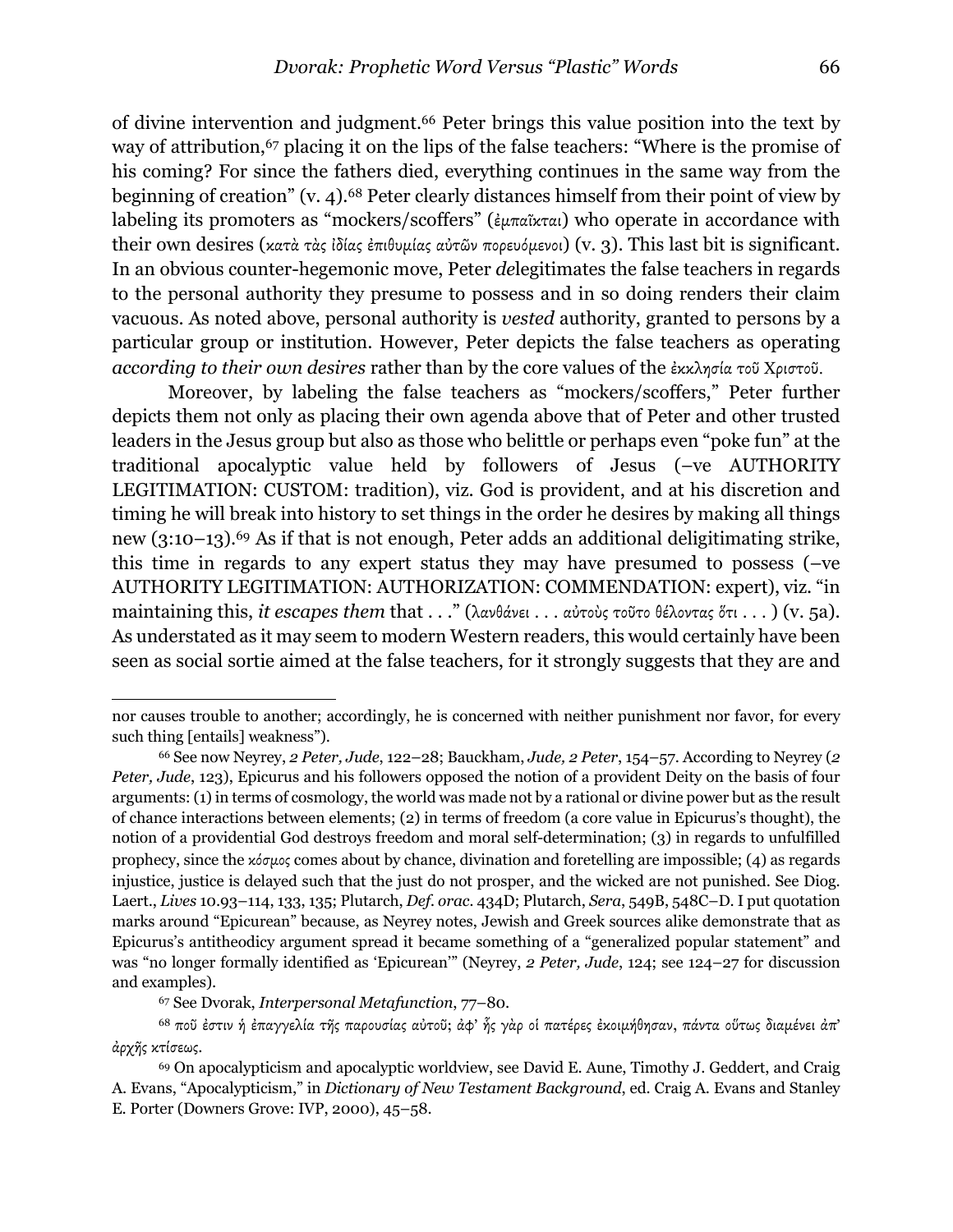of divine intervention and judgment.[66] Peter brings this value position into the text by way of attribution,[67] placing it on the lips of the false teachers: "Where is the promise of his coming? For since the fathers died, everything continues in the same way from the beginning of creation" (v. 4).[68] Peter clearly distances himself from their point of view by labeling its promoters as "mockers/scoffers" (ἐμπαῖκται) who operate in accordance with their own desires (κατὰ τὰς ἰδίας ἐπιθυμίας αὐτῶν πορευόμενοι) (v. 3). This last bit is significant. In an obvious counter-hegemonic move, Peter *de*legitimates the false teachers in regards to the personal authority they presume to possess and in so doing renders their claim vacuous. As noted above, personal authority is *vested* authority, granted to persons by a particular group or institution. However, Peter depicts the false teachers as operating *according to their own desires* rather than by the core values of the ἐκκλησία τοῦ Χριστοῦ.

Moreover, by labeling the false teachers as "mockers/scoffers," Peter further depicts them not only as placing their own agenda above that of Peter and other trusted leaders in the Jesus group but also as those who belittle or perhaps even "poke fun" at the traditional apocalyptic value held by followers of Jesus (–ve AUTHORITY LEGITIMATION: CUSTOM: tradition), viz. God is provident, and at his discretion and timing he will break into history to set things in the order he desires by making all things new (3:10–13).[69] As if that is not enough, Peter adds an additional deligitimating strike, this time in regards to any expert status they may have presumed to possess (–ve AUTHORITY LEGITIMATION: AUTHORIZATION: COMMENDATION: expert), viz. "in maintaining this, *it escapes them* that . . ." (λανθάνει . . . αὐτοὺς τοῦτο θέλοντας ὅτι . . . ) (v. 5a). As understated as it may seem to modern Western readers, this would certainly have been seen as social sortie aimed at the false teachers, for it strongly suggests that they are and

---

nor causes trouble to another; accordingly, he is concerned with neither punishment nor favor, for every such thing [entails] weakness").

[66] See now Neyrey, *2 Peter, Jude*, 122–28; Bauckham, *Jude, 2 Peter*, 154–57. According to Neyrey (*2 Peter, Jude*, 123), Epicurus and his followers opposed the notion of a provident Deity on the basis of four arguments: (1) in terms of cosmology, the world was made not by a rational or divine power but as the result of chance interactions between elements; (2) in terms of freedom (a core value in Epicurus's thought), the notion of a providential God destroys freedom and moral self-determination; (3) in regards to unfulfilled prophecy, since the κόσμος comes about by chance, divination and foretelling are impossible; (4) as regards injustice, justice is delayed such that the just do not prosper, and the wicked are not punished. See Diog. Laert., *Lives* 10.93–114, 133, 135; Plutarch, *Def. orac*. 434D; Plutarch, *Sera*, 549B, 548C–D. I put quotation marks around "Epicurean" because, as Neyrey notes, Jewish and Greek sources alike demonstrate that as Epicurus's antitheodicy argument spread it became something of a "generalized popular statement" and was "no longer formally identified as 'Epicurean'" (Neyrey, *2 Peter, Jude*, 124; see 124–27 for discussion and examples).

[67] See Dvorak, *Interpersonal Metafunction*, 77–80.

[68] ποῦ ἐστιν ἡ ἐπαγγελία τῆς παρουσίας αὐτοῦ; ἀφ' ἧς γὰρ οἱ πατέρες ἐκοιμήθησαν, πάντα οὕτως διαμένει ἀπ' ἀρχῆς κτίσεως.

[69] On apocalypticism and apocalyptic worldview, see David E. Aune, Timothy J. Geddert, and Craig A. Evans, "Apocalypticism," in *Dictionary of New Testament Background*, ed. Craig A. Evans and Stanley E. Porter (Downers Grove: IVP, 2000), 45–58.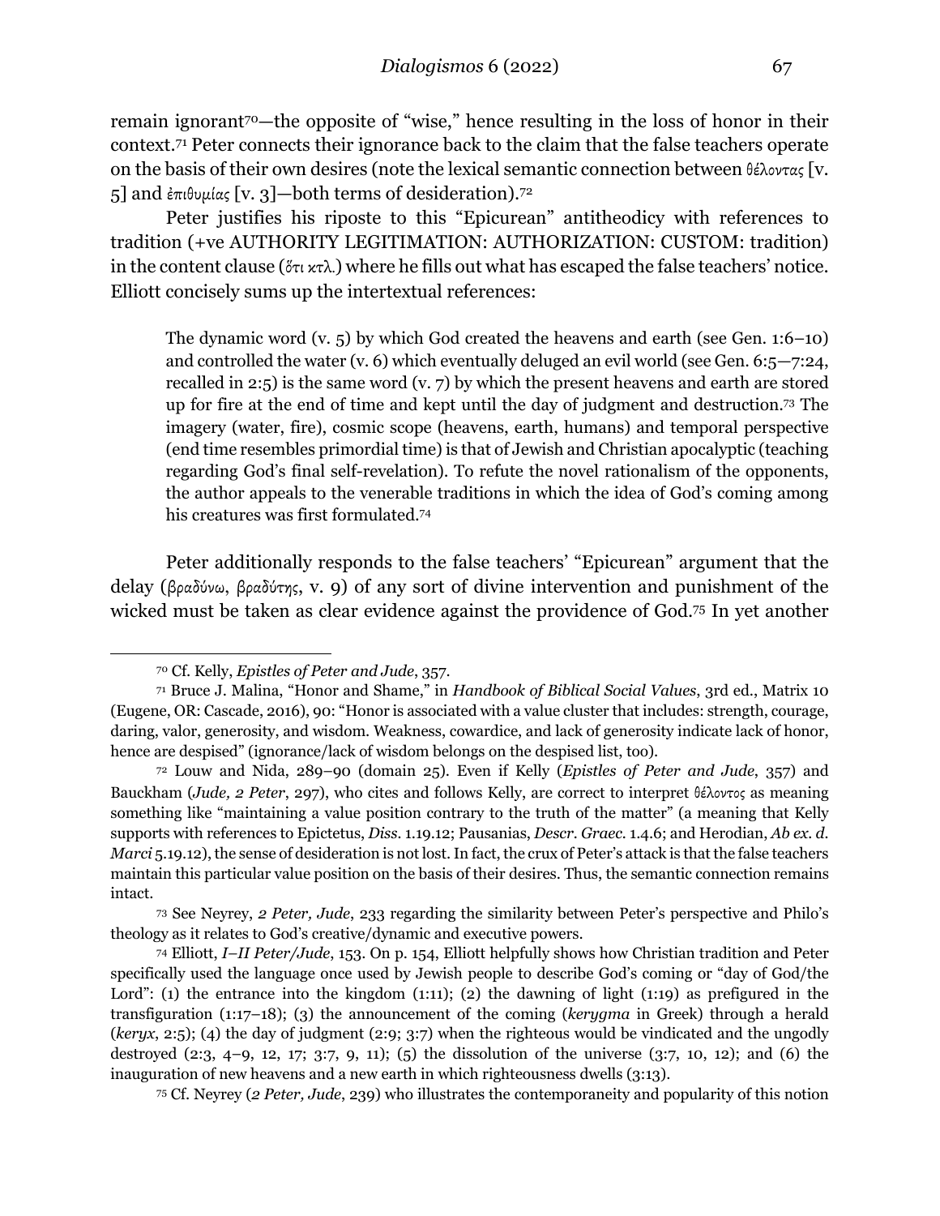remain ignorant[70]—the opposite of "wise," hence resulting in the loss of honor in their context.[71] Peter connects their ignorance back to the claim that the false teachers operate on the basis of their own desires (note the lexical semantic connection between θέλοντας [v. 5] and ἐπιθυμίας [v. 3]—both terms of desideration).[72]

Peter justifies his riposte to this "Epicurean" antitheodicy with references to tradition (+ve AUTHORITY LEGITIMATION: AUTHORIZATION: CUSTOM: tradition) in the content clause (ὅτι κτλ.) where he fills out what has escaped the false teachers' notice. Elliott concisely sums up the intertextual references:

> The dynamic word (v. 5) by which God created the heavens and earth (see Gen. 1:6–10) and controlled the water (v. 6) which eventually deluged an evil world (see Gen. 6:5—7:24, recalled in 2:5) is the same word (v. 7) by which the present heavens and earth are stored up for fire at the end of time and kept until the day of judgment and destruction.[73] The imagery (water, fire), cosmic scope (heavens, earth, humans) and temporal perspective (end time resembles primordial time) is that of Jewish and Christian apocalyptic (teaching regarding God's final self-revelation). To refute the novel rationalism of the opponents, the author appeals to the venerable traditions in which the idea of God's coming among his creatures was first formulated.[74]

Peter additionally responds to the false teachers' "Epicurean" argument that the delay (βραδύνω, βραδύτης, v. 9) of any sort of divine intervention and punishment of the wicked must be taken as clear evidence against the providence of God.[75] In yet another

---

[70] Cf. Kelly, *Epistles of Peter and Jude*, 357.

[71] Bruce J. Malina, "Honor and Shame," in *Handbook of Biblical Social Values*, 3rd ed., Matrix 10 (Eugene, OR: Cascade, 2016), 90: "Honor is associated with a value cluster that includes: strength, courage, daring, valor, generosity, and wisdom. Weakness, cowardice, and lack of generosity indicate lack of honor, hence are despised" (ignorance/lack of wisdom belongs on the despised list, too).

[72] Louw and Nida, 289–90 (domain 25). Even if Kelly (*Epistles of Peter and Jude*, 357) and Bauckham (*Jude, 2 Peter*, 297), who cites and follows Kelly, are correct to interpret θέλοντος as meaning something like "maintaining a value position contrary to the truth of the matter" (a meaning that Kelly supports with references to Epictetus, *Diss.* 1.19.12; Pausanias, *Descr. Graec.* 1.4.6; and Herodian, *Ab ex. d. Marci* 5.19.12), the sense of desideration is not lost. In fact, the crux of Peter's attack is that the false teachers maintain this particular value position on the basis of their desires. Thus, the semantic connection remains intact.

[73] See Neyrey, *2 Peter, Jude*, 233 regarding the similarity between Peter's perspective and Philo's theology as it relates to God's creative/dynamic and executive powers.

[74] Elliott, *I–II Peter/Jude*, 153. On p. 154, Elliott helpfully shows how Christian tradition and Peter specifically used the language once used by Jewish people to describe God's coming or "day of God/the Lord": (1) the entrance into the kingdom (1:11); (2) the dawning of light (1:19) as prefigured in the transfiguration (1:17–18); (3) the announcement of the coming (*kerygma* in Greek) through a herald (*keryx*, 2:5); (4) the day of judgment (2:9; 3:7) when the righteous would be vindicated and the ungodly destroyed (2:3, 4–9, 12, 17; 3:7, 9, 11); (5) the dissolution of the universe (3:7, 10, 12); and (6) the inauguration of new heavens and a new earth in which righteousness dwells (3:13).

[75] Cf. Neyrey (*2 Peter, Jude*, 239) who illustrates the contemporaneity and popularity of this notion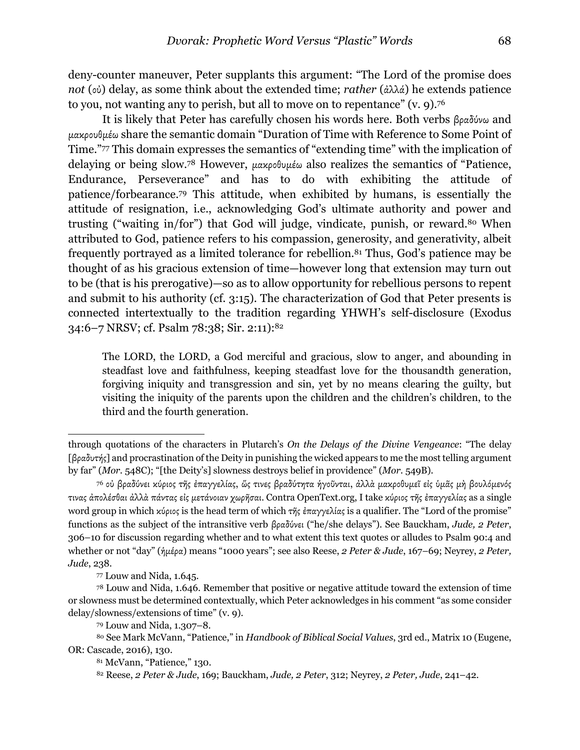deny-counter maneuver, Peter supplants this argument: "The Lord of the promise does *not* (οὐ) delay, as some think about the extended time; *rather* (ἀλλά) he extends patience to you, not wanting any to perish, but all to move on to repentance" (v. 9).[76]

It is likely that Peter has carefully chosen his words here. Both verbs βραδύνω and μακρουθμέω share the semantic domain "Duration of Time with Reference to Some Point of Time."[77] This domain expresses the semantics of "extending time" with the implication of delaying or being slow.[78] However, μακροθυμέω also realizes the semantics of "Patience, Endurance, Perseverance" and has to do with exhibiting the attitude of patience/forbearance.[79] This attitude, when exhibited by humans, is essentially the attitude of resignation, i.e., acknowledging God's ultimate authority and power and trusting ("waiting in/for") that God will judge, vindicate, punish, or reward.[80] When attributed to God, patience refers to his compassion, generosity, and generativity, albeit frequently portrayed as a limited tolerance for rebellion.[81] Thus, God's patience may be thought of as his gracious extension of time—however long that extension may turn out to be (that is his prerogative)—so as to allow opportunity for rebellious persons to repent and submit to his authority (cf. 3:15). The characterization of God that Peter presents is connected intertextually to the tradition regarding YHWH's self-disclosure (Exodus 34:6–7 NRSV; cf. Psalm 78:38; Sir. 2:11):[82]

> The LORD, the LORD, a God merciful and gracious, slow to anger, and abounding in steadfast love and faithfulness, keeping steadfast love for the thousandth generation, forgiving iniquity and transgression and sin, yet by no means clearing the guilty, but visiting the iniquity of the parents upon the children and the children's children, to the third and the fourth generation.

---

through quotations of the characters in Plutarch's *On the Delays of the Divine Vengeance*: "The delay [βραδυτής] and procrastination of the Deity in punishing the wicked appears to me the most telling argument by far" (*Mor.* 548C); "[the Deity's] slowness destroys belief in providence" (*Mor.* 549B).

[76] οὐ βραδύνει κύριος τῆς ἐπαγγελίας, ὥς τινες βραδύτητα ἡγοῦνται, ἀλλὰ μακροθυμεῖ εἰς ὑμᾶς μὴ βουλόμενός τινας ἀπολέσθαι ἀλλὰ πάντας εἰς μετάνοιαν χωρῆσαι. Contra OpenText.org, I take κύριος τῆς ἐπαγγελίας as a single word group in which κύριος is the head term of which τῆς ἐπαγγελίας is a qualifier. The "Lord of the promise" functions as the subject of the intransitive verb βραδύνει ("he/she delays"). See Bauckham, *Jude, 2 Peter*, 306–10 for discussion regarding whether and to what extent this text quotes or alludes to Psalm 90:4 and whether or not "day" (ἡμέρα) means "1000 years"; see also Reese, *2 Peter & Jude*, 167–69; Neyrey, *2 Peter, Jude*, 238.

[77] Louw and Nida, 1.645.

[78] Louw and Nida, 1.646. Remember that positive or negative attitude toward the extension of time or slowness must be determined contextually, which Peter acknowledges in his comment "as some consider delay/slowness/extensions of time" (v. 9).

[79] Louw and Nida, 1.307–8.

[80] See Mark McVann, "Patience," in *Handbook of Biblical Social Values*, 3rd ed., Matrix 10 (Eugene, OR: Cascade, 2016), 130.

[81] McVann, "Patience," 130.

[82] Reese, *2 Peter & Jude*, 169; Bauckham, *Jude, 2 Peter*, 312; Neyrey, *2 Peter, Jude*, 241–42.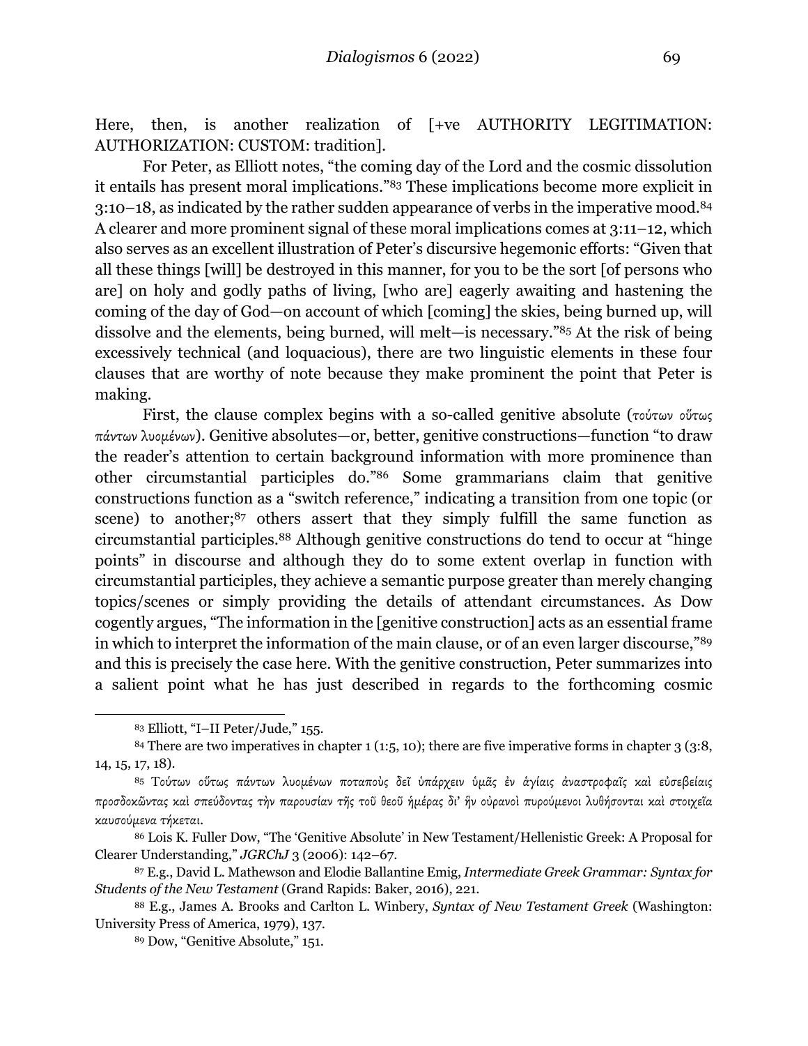Here, then, is another realization of [+ve AUTHORITY LEGITIMATION: AUTHORIZATION: CUSTOM: tradition].

For Peter, as Elliott notes, "the coming day of the Lord and the cosmic dissolution it entails has present moral implications."[83] These implications become more explicit in 3:10–18, as indicated by the rather sudden appearance of verbs in the imperative mood.[84] A clearer and more prominent signal of these moral implications comes at 3:11–12, which also serves as an excellent illustration of Peter's discursive hegemonic efforts: "Given that all these things [will] be destroyed in this manner, for you to be the sort [of persons who are] on holy and godly paths of living, [who are] eagerly awaiting and hastening the coming of the day of God—on account of which [coming] the skies, being burned up, will dissolve and the elements, being burned, will melt—is necessary."[85] At the risk of being excessively technical (and loquacious), there are two linguistic elements in these four clauses that are worthy of note because they make prominent the point that Peter is making.

First, the clause complex begins with a so-called genitive absolute (*τούτων οὕτως πάντων λυομένων*). Genitive absolutes—or, better, genitive constructions—function "to draw the reader's attention to certain background information with more prominence than other circumstantial participles do."[86] Some grammarians claim that genitive constructions function as a "switch reference," indicating a transition from one topic (or scene) to another;[87] others assert that they simply fulfill the same function as circumstantial participles.[88] Although genitive constructions do tend to occur at "hinge points" in discourse and although they do to some extent overlap in function with circumstantial participles, they achieve a semantic purpose greater than merely changing topics/scenes or simply providing the details of attendant circumstances. As Dow cogently argues, "The information in the [genitive construction] acts as an essential frame in which to interpret the information of the main clause, or of an even larger discourse,"[89] and this is precisely the case here. With the genitive construction, Peter summarizes into a salient point what he has just described in regards to the forthcoming cosmic

---

[83] Elliott, "I–II Peter/Jude," 155.

[84] There are two imperatives in chapter 1 (1:5, 10); there are five imperative forms in chapter 3 (3:8, 14, 15, 17, 18).

[85] Τούτων οὕτως πάντων λυομένων ποταποὺς δεῖ ὑπάρχειν ὑμᾶς ἐν ἁγίαις ἀναστροφαῖς καὶ εὐσεβείαις προσδοκῶντας καὶ σπεύδοντας τὴν παρουσίαν τῆς τοῦ θεοῦ ἡμέρας δι᾽ ἣν οὐρανοὶ πυρούμενοι λυθήσονται καὶ στοιχεῖα καυσούμενα τήκεται.

[86] Lois K. Fuller Dow, "The 'Genitive Absolute' in New Testament/Hellenistic Greek: A Proposal for Clearer Understanding," *JGRChJ* 3 (2006): 142–67.

[87] E.g., David L. Mathewson and Elodie Ballantine Emig, *Intermediate Greek Grammar: Syntax for Students of the New Testament* (Grand Rapids: Baker, 2016), 221.

[88] E.g., James A. Brooks and Carlton L. Winbery, *Syntax of New Testament Greek* (Washington: University Press of America, 1979), 137.

[89] Dow, "Genitive Absolute," 151.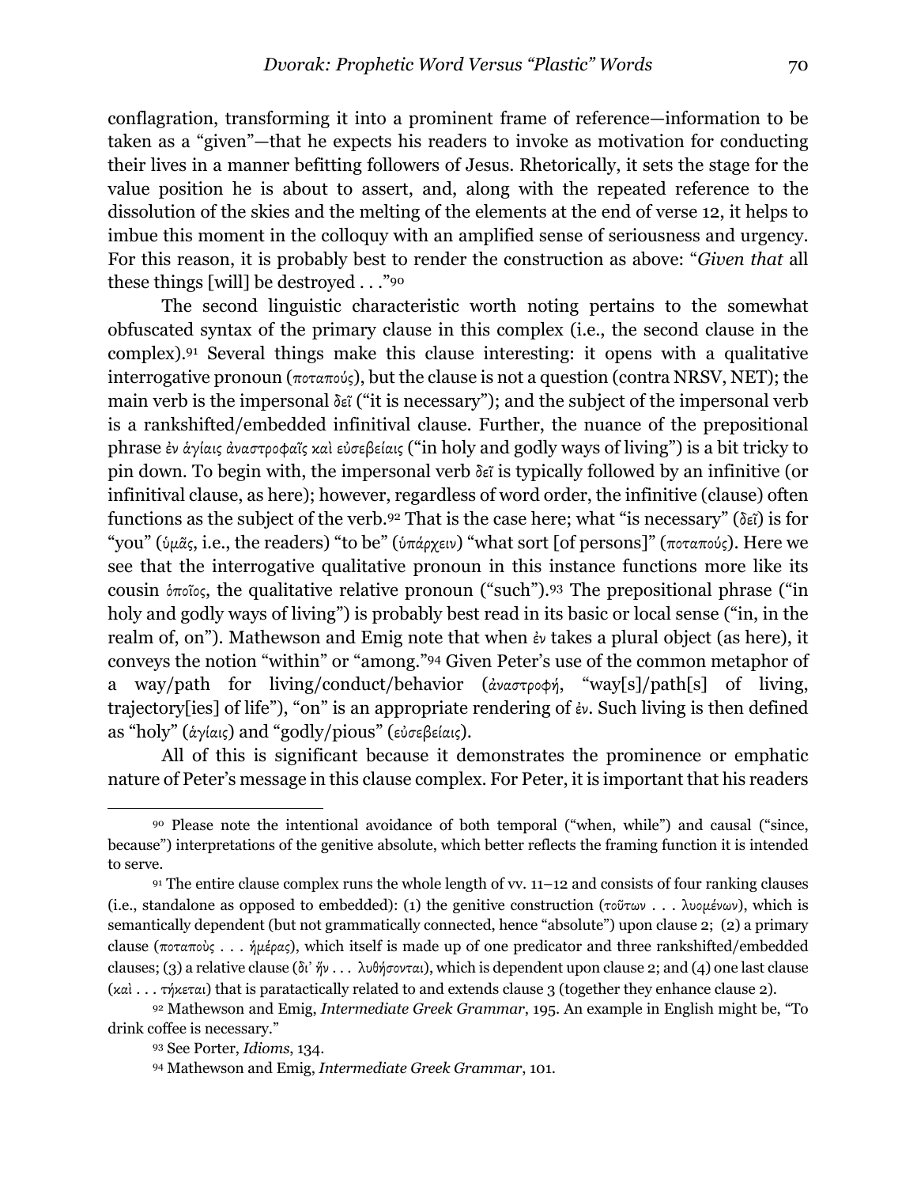conflagration, transforming it into a prominent frame of reference—information to be taken as a "given"—that he expects his readers to invoke as motivation for conducting their lives in a manner befitting followers of Jesus. Rhetorically, it sets the stage for the value position he is about to assert, and, along with the repeated reference to the dissolution of the skies and the melting of the elements at the end of verse 12, it helps to imbue this moment in the colloquy with an amplified sense of seriousness and urgency. For this reason, it is probably best to render the construction as above: "*Given that* all these things [will] be destroyed . . ."[90]

The second linguistic characteristic worth noting pertains to the somewhat obfuscated syntax of the primary clause in this complex (i.e., the second clause in the complex).[91] Several things make this clause interesting: it opens with a qualitative interrogative pronoun (ποταπούς), but the clause is not a question (contra NRSV, NET); the main verb is the impersonal δεῖ ("it is necessary"); and the subject of the impersonal verb is a rankshifted/embedded infinitival clause. Further, the nuance of the prepositional phrase ἐν ἁγίαις ἀναστροφαῖς καὶ εὐσεβείαις ("in holy and godly ways of living") is a bit tricky to pin down. To begin with, the impersonal verb δεῖ is typically followed by an infinitive (or infinitival clause, as here); however, regardless of word order, the infinitive (clause) often functions as the subject of the verb.[92] That is the case here; what "is necessary" (δεῖ) is for "you" (ὑμᾶς, i.e., the readers) "to be" (ὑπάρχειν) "what sort [of persons]" (ποταπούς). Here we see that the interrogative qualitative pronoun in this instance functions more like its cousin ὁποῖος, the qualitative relative pronoun ("such").[93] The prepositional phrase ("in holy and godly ways of living") is probably best read in its basic or local sense ("in, in the realm of, on"). Mathewson and Emig note that when ἐν takes a plural object (as here), it conveys the notion "within" or "among."[94] Given Peter's use of the common metaphor of a way/path for living/conduct/behavior (ἀναστροφή, "way[s]/path[s] of living, trajectory[ies] of life"), "on" is an appropriate rendering of ἐν. Such living is then defined as "holy" (ἁγίαις) and "godly/pious" (εὐσεβείαις).

All of this is significant because it demonstrates the prominence or emphatic nature of Peter's message in this clause complex. For Peter, it is important that his readers

---

[90] Please note the intentional avoidance of both temporal ("when, while") and causal ("since, because") interpretations of the genitive absolute, which better reflects the framing function it is intended to serve.

[91] The entire clause complex runs the whole length of vv. 11–12 and consists of four ranking clauses (i.e., standalone as opposed to embedded): (1) the genitive construction (τούτων . . . λυομένων), which is semantically dependent (but not grammatically connected, hence "absolute") upon clause 2; (2) a primary clause (ποταποὺς . . . ἡμέρας), which itself is made up of one predicator and three rankshifted/embedded clauses; (3) a relative clause (δι᾽ ἥν . . . λυθήσονται), which is dependent upon clause 2; and (4) one last clause (καὶ . . . τήκεται) that is paratactically related to and extends clause 3 (together they enhance clause 2).

[92] Mathewson and Emig, *Intermediate Greek Grammar*, 195. An example in English might be, "To drink coffee is necessary."

[93] See Porter, *Idioms*, 134.

[94] Mathewson and Emig, *Intermediate Greek Grammar*, 101.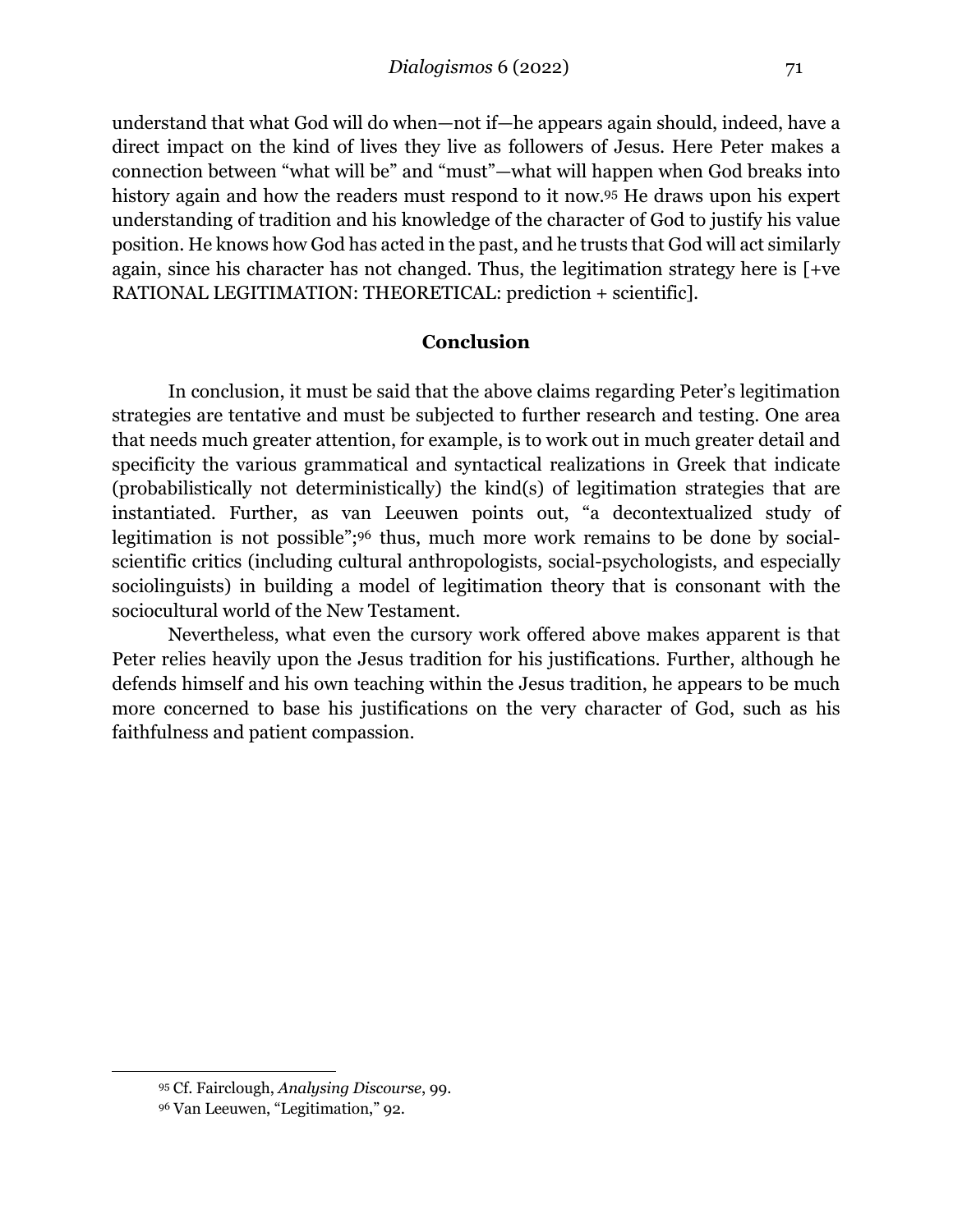understand that what God will do when—not if—he appears again should, indeed, have a direct impact on the kind of lives they live as followers of Jesus. Here Peter makes a connection between "what will be" and "must"—what will happen when God breaks into history again and how the readers must respond to it now.[95] He draws upon his expert understanding of tradition and his knowledge of the character of God to justify his value position. He knows how God has acted in the past, and he trusts that God will act similarly again, since his character has not changed. Thus, the legitimation strategy here is [+ve RATIONAL LEGITIMATION: THEORETICAL: prediction + scientific].

## Conclusion

In conclusion, it must be said that the above claims regarding Peter's legitimation strategies are tentative and must be subjected to further research and testing. One area that needs much greater attention, for example, is to work out in much greater detail and specificity the various grammatical and syntactical realizations in Greek that indicate (probabilistically not deterministically) the kind(s) of legitimation strategies that are instantiated. Further, as van Leeuwen points out, "a decontextualized study of legitimation is not possible";[96] thus, much more work remains to be done by social-scientific critics (including cultural anthropologists, social-psychologists, and especially sociolinguists) in building a model of legitimation theory that is consonant with the sociocultural world of the New Testament.

Nevertheless, what even the cursory work offered above makes apparent is that Peter relies heavily upon the Jesus tradition for his justifications. Further, although he defends himself and his own teaching within the Jesus tradition, he appears to be much more concerned to base his justifications on the very character of God, such as his faithfulness and patient compassion.

---

[95] Cf. Fairclough, *Analysing Discourse*, 99.

[96] Van Leeuwen, "Legitimation," 92.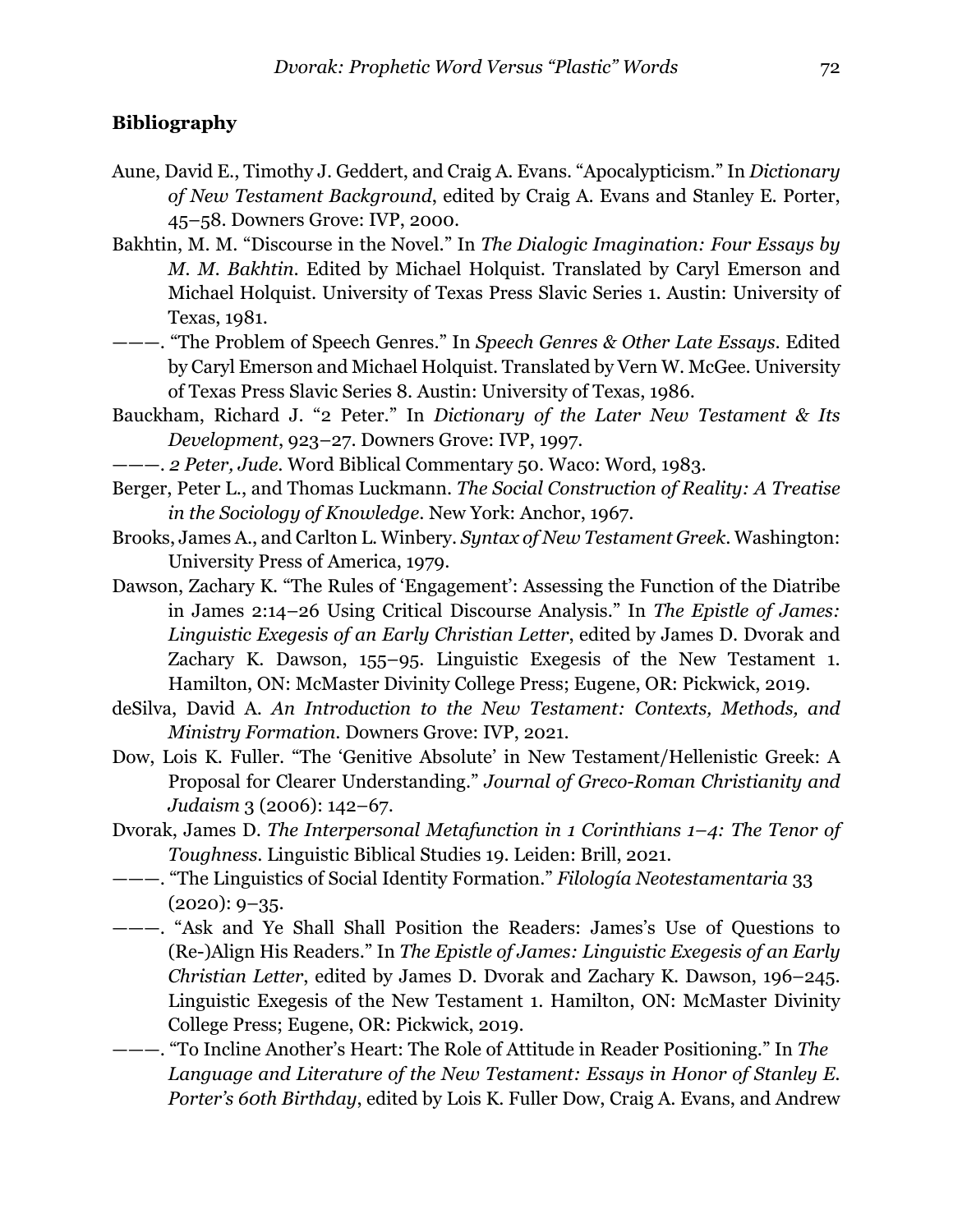## Bibliography

Aune, David E., Timothy J. Geddert, and Craig A. Evans. "Apocalypticism." In *Dictionary of New Testament Background*, edited by Craig A. Evans and Stanley E. Porter, 45–58. Downers Grove: IVP, 2000.

Bakhtin, M. M. "Discourse in the Novel." In *The Dialogic Imagination: Four Essays by M. M. Bakhtin*. Edited by Michael Holquist. Translated by Caryl Emerson and Michael Holquist. University of Texas Press Slavic Series 1. Austin: University of Texas, 1981.

———. "The Problem of Speech Genres." In *Speech Genres & Other Late Essays*. Edited by Caryl Emerson and Michael Holquist. Translated by Vern W. McGee. University of Texas Press Slavic Series 8. Austin: University of Texas, 1986.

Bauckham, Richard J. "2 Peter." In *Dictionary of the Later New Testament & Its Development*, 923–27. Downers Grove: IVP, 1997.

———. *2 Peter, Jude*. Word Biblical Commentary 50. Waco: Word, 1983.

Berger, Peter L., and Thomas Luckmann. *The Social Construction of Reality: A Treatise in the Sociology of Knowledge*. New York: Anchor, 1967.

Brooks, James A., and Carlton L. Winbery. *Syntax of New Testament Greek*. Washington: University Press of America, 1979.

Dawson, Zachary K. "The Rules of 'Engagement': Assessing the Function of the Diatribe in James 2:14–26 Using Critical Discourse Analysis." In *The Epistle of James: Linguistic Exegesis of an Early Christian Letter*, edited by James D. Dvorak and Zachary K. Dawson, 155–95. Linguistic Exegesis of the New Testament 1. Hamilton, ON: McMaster Divinity College Press; Eugene, OR: Pickwick, 2019.

deSilva, David A. *An Introduction to the New Testament: Contexts, Methods, and Ministry Formation*. Downers Grove: IVP, 2021.

Dow, Lois K. Fuller. "The 'Genitive Absolute' in New Testament/Hellenistic Greek: A Proposal for Clearer Understanding." *Journal of Greco-Roman Christianity and Judaism* 3 (2006): 142–67.

Dvorak, James D. *The Interpersonal Metafunction in 1 Corinthians 1–4: The Tenor of Toughness*. Linguistic Biblical Studies 19. Leiden: Brill, 2021.

———. "The Linguistics of Social Identity Formation." *Filología Neotestamentaria* 33 (2020): 9–35.

———. "Ask and Ye Shall Shall Position the Readers: James's Use of Questions to (Re-)Align His Readers." In *The Epistle of James: Linguistic Exegesis of an Early Christian Letter*, edited by James D. Dvorak and Zachary K. Dawson, 196–245. Linguistic Exegesis of the New Testament 1. Hamilton, ON: McMaster Divinity College Press; Eugene, OR: Pickwick, 2019.

———. "To Incline Another's Heart: The Role of Attitude in Reader Positioning." In *The Language and Literature of the New Testament: Essays in Honor of Stanley E. Porter's 60th Birthday*, edited by Lois K. Fuller Dow, Craig A. Evans, and Andrew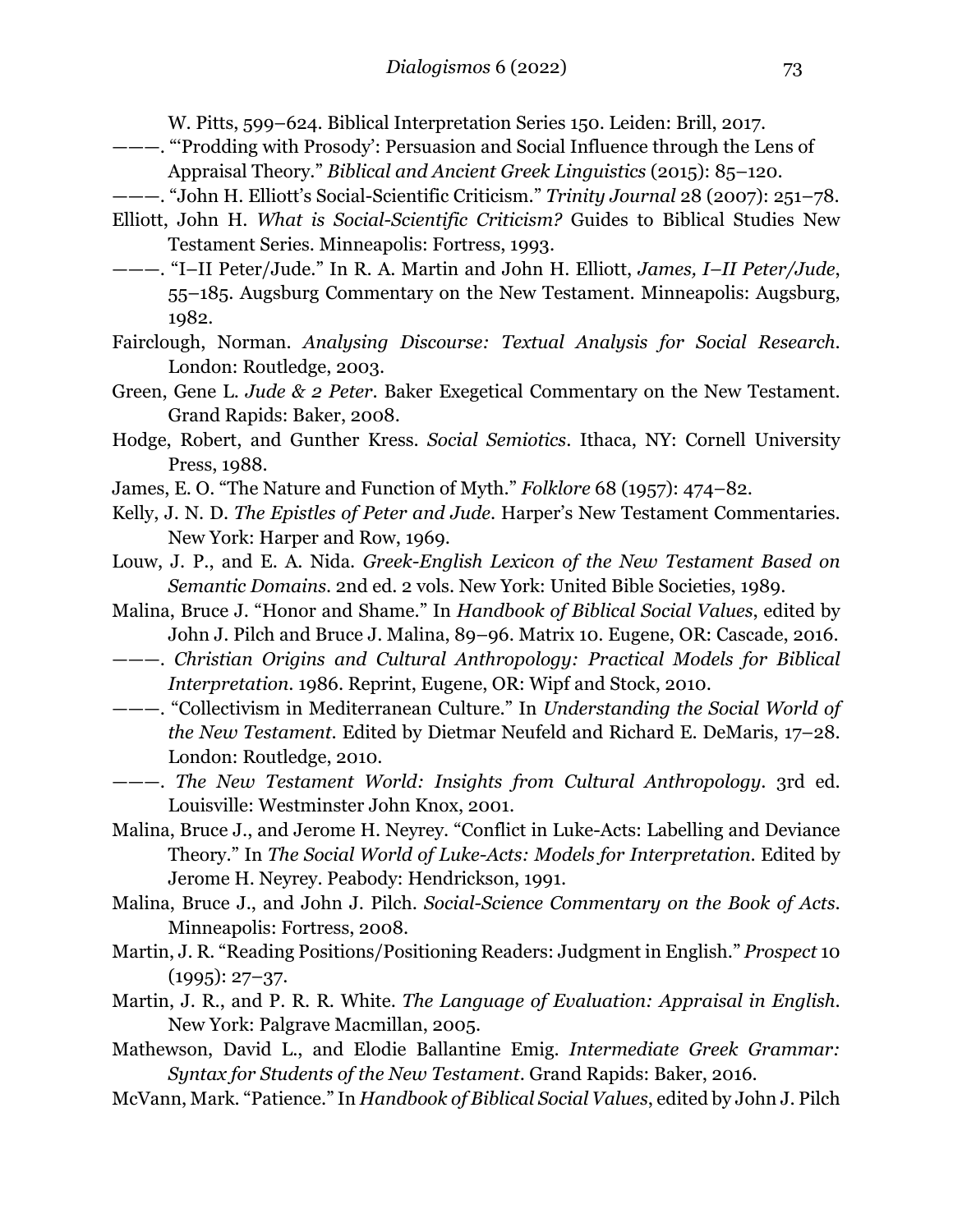W. Pitts, 599–624. Biblical Interpretation Series 150. Leiden: Brill, 2017.

———. "'Prodding with Prosody': Persuasion and Social Influence through the Lens of Appraisal Theory." *Biblical and Ancient Greek Linguistics* (2015): 85–120.

———. "John H. Elliott's Social-Scientific Criticism." *Trinity Journal* 28 (2007): 251–78.

Elliott, John H. *What is Social-Scientific Criticism?* Guides to Biblical Studies New Testament Series. Minneapolis: Fortress, 1993.

———. "I–II Peter/Jude." In R. A. Martin and John H. Elliott, *James, I–II Peter/Jude*, 55–185. Augsburg Commentary on the New Testament. Minneapolis: Augsburg, 1982.

Fairclough, Norman. *Analysing Discourse: Textual Analysis for Social Research*. London: Routledge, 2003.

Green, Gene L. *Jude & 2 Peter*. Baker Exegetical Commentary on the New Testament. Grand Rapids: Baker, 2008.

Hodge, Robert, and Gunther Kress. *Social Semiotics*. Ithaca, NY: Cornell University Press, 1988.

James, E. O. "The Nature and Function of Myth." *Folklore* 68 (1957): 474–82.

Kelly, J. N. D. *The Epistles of Peter and Jude*. Harper's New Testament Commentaries. New York: Harper and Row, 1969.

Louw, J. P., and E. A. Nida. *Greek-English Lexicon of the New Testament Based on Semantic Domains*. 2nd ed. 2 vols. New York: United Bible Societies, 1989.

Malina, Bruce J. "Honor and Shame." In *Handbook of Biblical Social Values*, edited by John J. Pilch and Bruce J. Malina, 89–96. Matrix 10. Eugene, OR: Cascade, 2016.

———. *Christian Origins and Cultural Anthropology: Practical Models for Biblical Interpretation*. 1986. Reprint, Eugene, OR: Wipf and Stock, 2010.

———. "Collectivism in Mediterranean Culture." In *Understanding the Social World of the New Testament*. Edited by Dietmar Neufeld and Richard E. DeMaris, 17–28. London: Routledge, 2010.

———. *The New Testament World: Insights from Cultural Anthropology*. 3rd ed. Louisville: Westminster John Knox, 2001.

Malina, Bruce J., and Jerome H. Neyrey. "Conflict in Luke-Acts: Labelling and Deviance Theory." In *The Social World of Luke-Acts: Models for Interpretation*. Edited by Jerome H. Neyrey. Peabody: Hendrickson, 1991.

Malina, Bruce J., and John J. Pilch. *Social-Science Commentary on the Book of Acts*. Minneapolis: Fortress, 2008.

Martin, J. R. "Reading Positions/Positioning Readers: Judgment in English." *Prospect* 10 (1995): 27–37.

Martin, J. R., and P. R. R. White. *The Language of Evaluation: Appraisal in English*. New York: Palgrave Macmillan, 2005.

Mathewson, David L., and Elodie Ballantine Emig. *Intermediate Greek Grammar: Syntax for Students of the New Testament*. Grand Rapids: Baker, 2016.

McVann, Mark. "Patience." In *Handbook of Biblical Social Values*, edited by John J. Pilch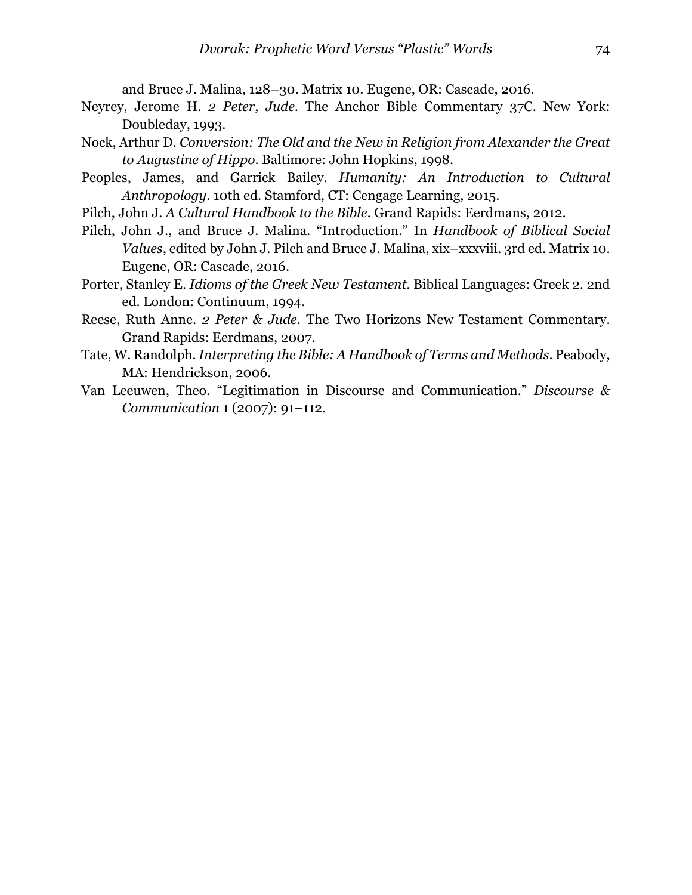and Bruce J. Malina, 128–30. Matrix 10. Eugene, OR: Cascade, 2016.

Neyrey, Jerome H. *2 Peter, Jude*. The Anchor Bible Commentary 37C. New York: Doubleday, 1993.

Nock, Arthur D. *Conversion: The Old and the New in Religion from Alexander the Great to Augustine of Hippo*. Baltimore: John Hopkins, 1998.

Peoples, James, and Garrick Bailey. *Humanity: An Introduction to Cultural Anthropology*. 10th ed. Stamford, CT: Cengage Learning, 2015.

Pilch, John J. *A Cultural Handbook to the Bible*. Grand Rapids: Eerdmans, 2012.

Pilch, John J., and Bruce J. Malina. "Introduction." In *Handbook of Biblical Social Values*, edited by John J. Pilch and Bruce J. Malina, xix–xxxviii. 3rd ed. Matrix 10. Eugene, OR: Cascade, 2016.

Porter, Stanley E. *Idioms of the Greek New Testament*. Biblical Languages: Greek 2. 2nd ed. London: Continuum, 1994.

Reese, Ruth Anne. *2 Peter & Jude*. The Two Horizons New Testament Commentary. Grand Rapids: Eerdmans, 2007.

Tate, W. Randolph. *Interpreting the Bible: A Handbook of Terms and Methods*. Peabody, MA: Hendrickson, 2006.

Van Leeuwen, Theo. "Legitimation in Discourse and Communication." *Discourse & Communication* 1 (2007): 91–112.